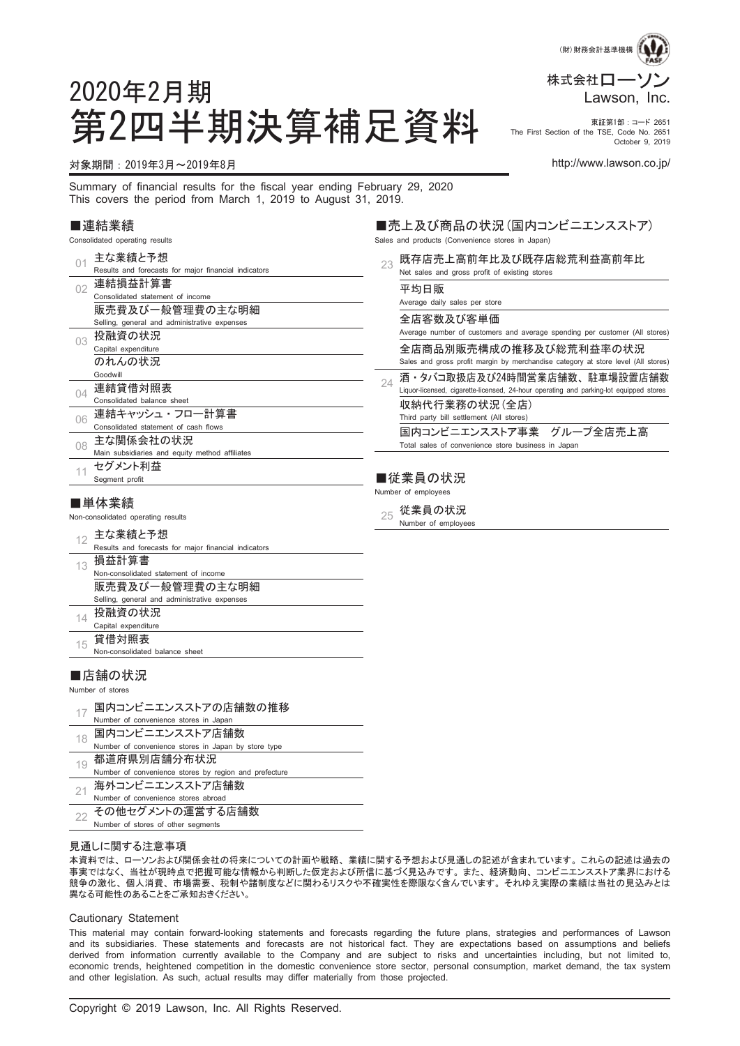(財)財務会計基準機構

株式会社ローソン
Lawson, Inc.

東証第1部：コード 2651
The First Section of the TSE, Code No. 2651
October 9, 2019

http://www.lawson.co.jp/

# 2020年2月期
# 第2四半期決算補足資料

対象期間：2019年3月～2019年8月

Summary of financial results for the fiscal year ending February 29, 2020
This covers the period from March 1, 2019 to August 31, 2019.

## ■連結業績
Consolidated operating results

- 01 主な業績と予想
  Results and forecasts for major financial indicators
- 02 連結損益計算書
  Consolidated statement of income
  販売費及び一般管理費の主な明細
  Selling, general and administrative expenses
- 03 投融資の状況
  Capital expenditure
  のれんの状況
  Goodwill
- 04 連結貸借対照表
  Consolidated balance sheet
- 06 連結キャッシュ・フロー計算書
  Consolidated statement of cash flows
- 08 主な関係会社の状況
  Main subsidiaries and equity method affiliates
- 11 セグメント利益
  Segment profit

## ■単体業績
Non-consolidated operating results

- 12 主な業績と予想
  Results and forecasts for major financial indicators
- 13 損益計算書
  Non-consolidated statement of income
  販売費及び一般管理費の主な明細
  Selling, general and administrative expenses
- 14 投融資の状況
  Capital expenditure
- 15 貸借対照表
  Non-consolidated balance sheet

## ■店舗の状況
Number of stores

- 17 国内コンビニエンスストアの店舗数の推移
  Number of convenience stores in Japan
- 18 国内コンビニエンスストア店舗数
  Number of convenience stores in Japan by store type
- 19 都道府県別店舗分布状況
  Number of convenience stores by region and prefecture
- 21 海外コンビニエンスストア店舗数
  Number of convenience stores abroad
- 22 その他セグメントの運営する店舗数
  Number of stores of other segments

## ■売上及び商品の状況（国内コンビニエンスストア）
Sales and products (Convenience stores in Japan)

- 23 既存店売上高前年比及び既存店総荒利益高前年比
  Net sales and gross profit of existing stores
  平均日販
  Average daily sales per store
  全店客数及び客単価
  Average number of customers and average spending per customer (All stores)
  全店商品別販売構成の推移及び総荒利益率の状況
  Sales and gross profit margin by merchandise category at store level (All stores)
- 24 酒・タバコ取扱店及び24時間営業店舗数、駐車場設置店舗数
  Liquor-licensed, cigarette-licensed, 24-hour operating and parking-lot equipped stores
  収納代行業務の状況（全店）
  Third party bill settlement (All stores)
  国内コンビニエンスストア事業　グループ全店売上高
  Total sales of convenience store business in Japan

## ■従業員の状況
Number of employees

- 25 従業員の状況
  Number of employees

### 見通しに関する注意事項

本資料では、ローソンおよび関係会社の将来についての計画や戦略、業績に関する予想および見通しの記述が含まれています。これらの記述は過去の事実ではなく、当社が現時点で把握可能な情報から判断した仮定および所信に基づく見込みです。また、経済動向、コンビニエンスストア業界における競争の激化、個人消費、市場需要、税制や諸制度などに関わるリスクや不確実性を際限なく含んでいます。それゆえ実際の業績は当社の見込みとは異なる可能性のあることをご承知おきください。

### Cautionary Statement

This material may contain forward-looking statements and forecasts regarding the future plans, strategies and performances of Lawson and its subsidiaries. These statements and forecasts are not historical fact. They are expectations based on assumptions and beliefs derived from information currently available to the Company and are subject to risks and uncertainties including, but not limited to, economic trends, heightened competition in the domestic convenience store sector, personal consumption, market demand, the tax system and other legislation. As such, actual results may differ materially from those projected.

Copyright © 2019 Lawson, Inc. All Rights Reserved.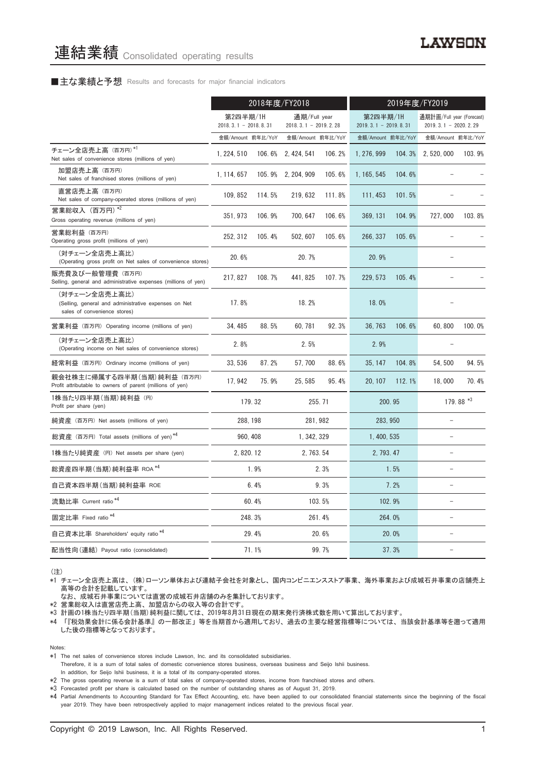# 連結業績 Consolidated operating results

## ■主な業績と予想 Results and forecasts for major financial indicators

| | 2018年度/FY2018 | | | | 2019年度/FY2019 | | | |
|---|---|---|---|---|---|---|---|---|
| | 第2四半期/1H 2018. 3. 1 – 2018. 8. 31 | | 通期/Full year 2018. 3. 1 – 2019. 2. 28 | | 第2四半期/1H 2019. 3. 1 – 2019. 8. 31 | | 通期計画/Full year (Forecast) 2019. 3. 1 – 2020. 2. 29 | |
| | 金額/Amount | 前年比/YoY | 金額/Amount | 前年比/YoY | 金額/Amount | 前年比/YoY | 金額/Amount | 前年比/YoY |
| チェーン全店売上高（百万円）*1 Net sales of convenience stores (millions of yen) | 1, 224, 510 | 106. 6% | 2, 424, 541 | 106. 2% | 1, 276, 999 | 104. 3% | 2, 520, 000 | 103. 9% |
| 加盟店売上高（百万円） Net sales of franchised stores (millions of yen) | 1, 114, 657 | 105. 9% | 2, 204, 909 | 105. 6% | 1, 165, 545 | 104. 6% | – | – |
| 直営店売上高（百万円） Net sales of company-operated stores (millions of yen) | 109, 852 | 114. 5% | 219, 632 | 111. 8% | 111, 453 | 101. 5% | – | – |
| 営業総収入（百万円）*2 Gross operating revenue (millions of yen) | 351, 973 | 106. 9% | 700, 647 | 106. 6% | 369, 131 | 104. 9% | 727, 000 | 103. 8% |
| 営業総利益（百万円） Operating gross profit (millions of yen) | 252, 312 | 105. 4% | 502, 607 | 105. 6% | 266, 337 | 105. 6% | – | – |
| （対チェーン全店売上高比） (Operating gross profit on Net sales of convenience stores) | 20. 6% | | 20. 7% | | 20. 9% | | – | |
| 販売費及び一般管理費（百万円） Selling, general and administrative expenses (millions of yen) | 217, 827 | 108. 7% | 441, 825 | 107. 7% | 229, 573 | 105. 4% | – | – |
| （対チェーン全店売上高比） (Selling, general and administrative expenses on Net sales of convenience stores) | 17. 8% | | 18. 2% | | 18. 0% | | – | |
| 営業利益（百万円） Operating income (millions of yen) | 34, 485 | 88. 5% | 60, 781 | 92. 3% | 36, 763 | 106. 6% | 60, 800 | 100. 0% |
| （対チェーン全店売上高比） (Operating income on Net sales of convenience stores) | 2. 8% | | 2. 5% | | 2. 9% | | – | |
| 経常利益（百万円） Ordinary income (millions of yen) | 33, 536 | 87. 2% | 57, 700 | 88. 6% | 35, 147 | 104. 8% | 54, 500 | 94. 5% |
| 親会社株主に帰属する四半期(当期)純利益（百万円） Profit attributable to owners of parent (millions of yen) | 17, 942 | 75. 9% | 25, 585 | 95. 4% | 20, 107 | 112. 1% | 18, 000 | 70. 4% |
| 1株当たり四半期(当期)純利益（円） Profit per share (yen) | 179. 32 | | 255. 71 | | 200. 95 | | 179. 88 *3 | |
| 純資産（百万円） Net assets (millions of yen) | 288, 198 | | 281, 982 | | 283, 950 | | – | |
| 総資産（百万円） Total assets (millions of yen)*4 | 960, 408 | | 1, 342, 329 | | 1, 400, 535 | | – | |
| 1株当たり純資産（円） Net assets per share (yen) | 2, 820. 12 | | 2, 763. 54 | | 2, 793. 47 | | – | |
| 総資産四半期(当期)純利益率 ROA *4 | 1. 9% | | 2. 3% | | 1. 5% | | – | |
| 自己資本四半期(当期)純利益率 ROE | 6. 4% | | 9. 3% | | 7. 2% | | – | |
| 流動比率 Current ratio *4 | 60. 4% | | 103. 5% | | 102. 9% | | – | |
| 固定比率 Fixed ratio *4 | 248. 3% | | 261. 4% | | 264. 0% | | – | |
| 自己資本比率 Shareholders' equity ratio *4 | 29. 4% | | 20. 6% | | 20. 0% | | – | |
| 配当性向(連結) Payout ratio (consolidated) | 71. 1% | | 99. 7% | | 37. 3% | | – | |

（注）

*1 チェーン全店売上高は、（株）ローソン単体および連結子会社を対象とし、国内コンビニエンスストア事業、海外事業および成城石井事業の店舗売上高等の合計を記載しています。
なお、成城石井事業については直営の成城石井店舗のみを集計しております。

*2 営業総収入は直営店売上高、加盟店からの収入等の合計です。

*3 計画の1株当たり四半期(当期)純利益に関しては、2019年8月31日現在の期末発行済株式数を用いて算出しております。

*4 「『税効果会計に係る会計基準』の一部改正」等を当期首から適用しており、過去の主要な経営指標等については、当該会計基準等を遡って適用した後の指標等となっております。

Notes:

*1 The net sales of convenience stores include Lawson, Inc. and its consolidated subsidiaries.
Therefore, it is a sum of total sales of domestic convenience stores business, overseas business and Seijo Ishii business.
In addition, for Seijo Ishii business, it is a total of its company-operated stores.

*2 The gross operating revenue is a sum of total sales of company-operated stores, income from franchised stores and others.

*3 Forecasted profit per share is calculated based on the number of outstanding shares as of August 31, 2019.

*4 Partial Amendments to Accounting Standard for Tax Effect Accounting, etc. have been applied to our consolidated financial statements since the beginning of the fiscal year 2019. They have been retrospectively applied to major management indices related to the previous fiscal year.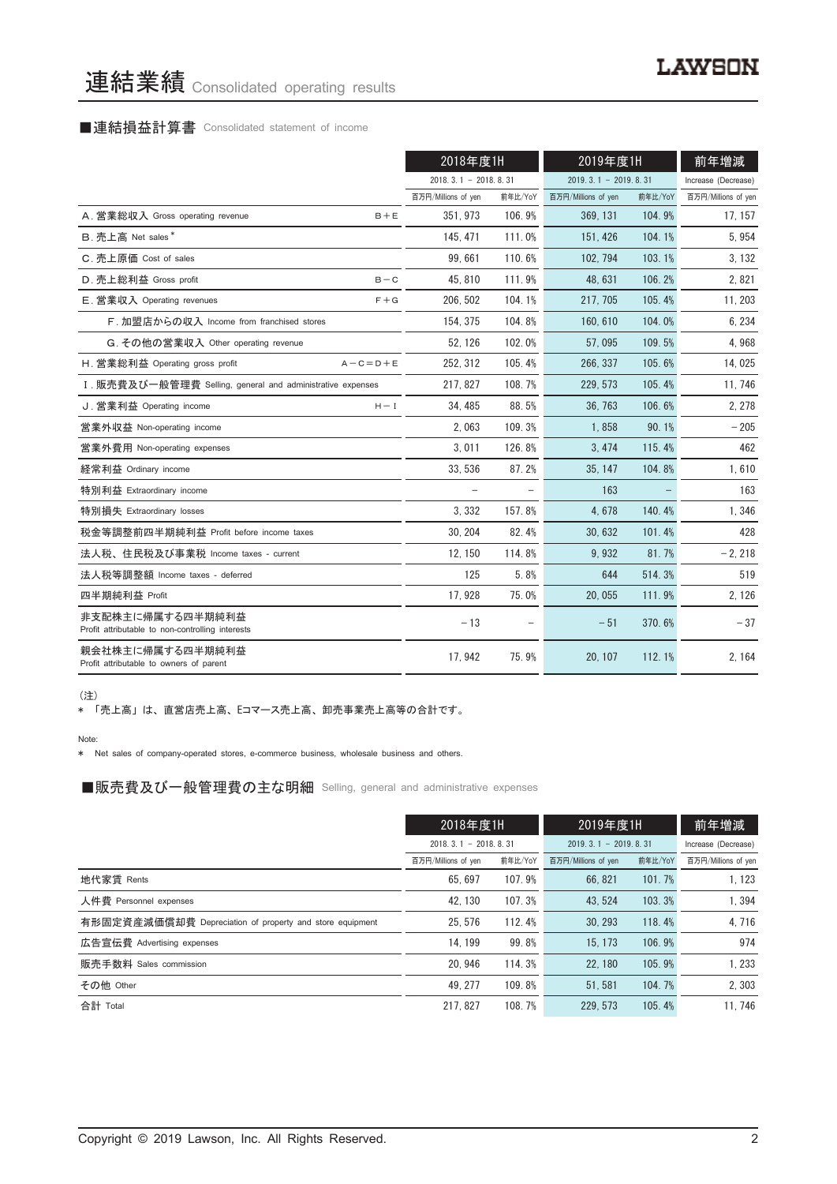# 連結業績 Consolidated operating results

## ■連結損益計算書 Consolidated statement of income

| | | 2018年度1H | | 2019年度1H | | 前年増減 |
|---|---|---|---|---|---|---|
| | | 2018. 3. 1 – 2018. 8. 31 | | 2019. 3. 1 – 2019. 8. 31 | | Increase (Decrease) |
| | | 百万円/Millions of yen | 前年比/YoY | 百万円/Millions of yen | 前年比/YoY | 百万円/Millions of yen |
| A. 営業総収入 Gross operating revenue | B＋E | 351, 973 | 106. 9% | 369, 131 | 104. 9% | 17, 157 |
| B. 売上高 Net sales * | | 145, 471 | 111. 0% | 151, 426 | 104. 1% | 5, 954 |
| C. 売上原価 Cost of sales | | 99, 661 | 110. 6% | 102, 794 | 103. 1% | 3, 132 |
| D. 売上総利益 Gross profit | B－C | 45, 810 | 111. 9% | 48, 631 | 106. 2% | 2, 821 |
| E. 営業収入 Operating revenues | F＋G | 206, 502 | 104. 1% | 217, 705 | 105. 4% | 11, 203 |
| F. 加盟店からの収入 Income from franchised stores | | 154, 375 | 104. 8% | 160, 610 | 104. 0% | 6, 234 |
| G. その他の営業収入 Other operating revenue | | 52, 126 | 102. 0% | 57, 095 | 109. 5% | 4, 968 |
| H. 営業総利益 Operating gross profit | A－C＝D＋E | 252, 312 | 105. 4% | 266, 337 | 105. 6% | 14, 025 |
| I. 販売費及び一般管理費 Selling, general and administrative expenses | | 217, 827 | 108. 7% | 229, 573 | 105. 4% | 11, 746 |
| J. 営業利益 Operating income | H－I | 34, 485 | 88. 5% | 36, 763 | 106. 6% | 2, 278 |
| 営業外収益 Non-operating income | | 2, 063 | 109. 3% | 1, 858 | 90. 1% | －205 |
| 営業外費用 Non-operating expenses | | 3, 011 | 126. 8% | 3, 474 | 115. 4% | 462 |
| 経常利益 Ordinary income | | 33, 536 | 87. 2% | 35, 147 | 104. 8% | 1, 610 |
| 特別利益 Extraordinary income | | – | – | 163 | – | 163 |
| 特別損失 Extraordinary losses | | 3, 332 | 157. 8% | 4, 678 | 140. 4% | 1, 346 |
| 税金等調整前四半期純利益 Profit before income taxes | | 30, 204 | 82. 4% | 30, 632 | 101. 4% | 428 |
| 法人税、住民税及び事業税 Income taxes - current | | 12, 150 | 114. 8% | 9, 932 | 81. 7% | －2, 218 |
| 法人税等調整額 Income taxes - deferred | | 125 | 5. 8% | 644 | 514. 3% | 519 |
| 四半期純利益 Profit | | 17, 928 | 75. 0% | 20, 055 | 111. 9% | 2, 126 |
| 非支配株主に帰属する四半期純利益 Profit attributable to non-controlling interests | | －13 | – | －51 | 370. 6% | －37 |
| 親会社株主に帰属する四半期純利益 Profit attributable to owners of parent | | 17, 942 | 75. 9% | 20, 107 | 112. 1% | 2, 164 |

（注）

＊ 「売上高」は、直営店売上高、Eコマース売上高、卸売事業売上高等の合計です。

Note:

＊ Net sales of company-operated stores, e-commerce business, wholesale business and others.

## ■販売費及び一般管理費の主な明細 Selling, general and administrative expenses

| | 2018年度1H | | 2019年度1H | | 前年増減 |
|---|---|---|---|---|---|
| | 2018. 3. 1 – 2018. 8. 31 | | 2019. 3. 1 – 2019. 8. 31 | | Increase (Decrease) |
| | 百万円/Millions of yen | 前年比/YoY | 百万円/Millions of yen | 前年比/YoY | 百万円/Millions of yen |
| 地代家賃 Rents | 65, 697 | 107. 9% | 66, 821 | 101. 7% | 1, 123 |
| 人件費 Personnel expenses | 42, 130 | 107. 3% | 43, 524 | 103. 3% | 1, 394 |
| 有形固定資産減価償却費 Depreciation of property and store equipment | 25, 576 | 112. 4% | 30, 293 | 118. 4% | 4, 716 |
| 広告宣伝費 Advertising expenses | 14, 199 | 99. 8% | 15, 173 | 106. 9% | 974 |
| 販売手数料 Sales commission | 20, 946 | 114. 3% | 22, 180 | 105. 9% | 1, 233 |
| その他 Other | 49, 277 | 109. 8% | 51, 581 | 104. 7% | 2, 303 |
| 合計 Total | 217, 827 | 108. 7% | 229, 573 | 105. 4% | 11, 746 |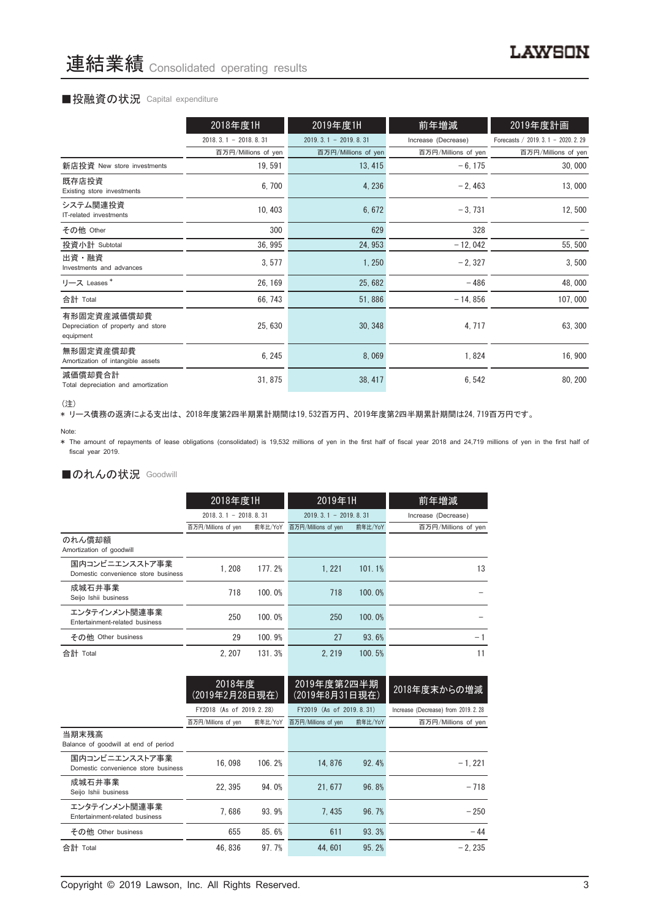# 連結業績 Consolidated operating results

## ■投融資の状況 Capital expenditure

| | 2018年度1H | 2019年度1H | 前年増減 | 2019年度計画 |
|---|---|---|---|---|
| | 2018. 3. 1 － 2018. 8. 31 | 2019. 3. 1 － 2019. 8. 31 | Increase (Decrease) | Forecasts / 2019. 3. 1 － 2020. 2. 29 |
| | 百万円/Millions of yen | 百万円/Millions of yen | 百万円/Millions of yen | 百万円/Millions of yen |
| 新店投資 New store investments | 19, 591 | 13, 415 | －6, 175 | 30, 000 |
| 既存店投資 Existing store investments | 6, 700 | 4, 236 | －2, 463 | 13, 000 |
| システム関連投資 IT-related investments | 10, 403 | 6, 672 | －3, 731 | 12, 500 |
| その他 Other | 300 | 629 | 328 | － |
| 投資小計 Subtotal | 36, 995 | 24, 953 | －12, 042 | 55, 500 |
| 出資・融資 Investments and advances | 3, 577 | 1, 250 | －2, 327 | 3, 500 |
| リース Leases * | 26, 169 | 25, 682 | －486 | 48, 000 |
| 合計 Total | 66, 743 | 51, 886 | －14, 856 | 107, 000 |
| 有形固定資産減価償却費 Depreciation of property and store equipment | 25, 630 | 30, 348 | 4, 717 | 63, 300 |
| 無形固定資産償却費 Amortization of intangible assets | 6, 245 | 8, 069 | 1, 824 | 16, 900 |
| 減価償却費合計 Total depreciation and amortization | 31, 875 | 38, 417 | 6, 542 | 80, 200 |

(注)
* リース債務の返済による支出は、2018年度第2四半期累計期間は19,532百万円、2019年度第2四半期累計期間は24,719百万円です。

Note:
* The amount of repayments of lease obligations (consolidated) is 19,532 millions of yen in the first half of fiscal year 2018 and 24,719 millions of yen in the first half of fiscal year 2019.

## ■のれんの状況 Goodwill

| | 2018年度1H | | 2019年1H | | 前年増減 |
|---|---|---|---|---|---|
| | 2018. 3. 1 － 2018. 8. 31 | | 2019. 3. 1 － 2019. 8. 31 | | Increase (Decrease) |
| | 百万円/Millions of yen | 前年比/YoY | 百万円/Millions of yen | 前年比/YoY | 百万円/Millions of yen |
| のれん償却額 Amortization of goodwill | | | | | |
| 国内コンビニエンスストア事業 Domestic convenience store business | 1, 208 | 177. 2% | 1, 221 | 101. 1% | 13 |
| 成城石井事業 Seijo Ishii business | 718 | 100. 0% | 718 | 100. 0% | － |
| エンタテインメント関連事業 Entertainment-related business | 250 | 100. 0% | 250 | 100. 0% | － |
| その他 Other business | 29 | 100. 9% | 27 | 93. 6% | －1 |
| 合計 Total | 2, 207 | 131. 3% | 2, 219 | 100. 5% | 11 |

| | 2018年度 (2019年2月28日現在) | | 2019年度第2四半期 (2019年8月31日現在) | | 2018年度末からの増減 |
|---|---|---|---|---|---|
| | FY2018 (As of 2019. 2. 28) | | FY2019 (As of 2019. 8. 31) | | Increase (Decrease) from 2019. 2. 28 |
| | 百万円/Millions of yen | 前年比/YoY | 百万円/Millions of yen | 前年比/YoY | 百万円/Millions of yen |
| 当期末残高 Balance of goodwill at end of period | | | | | |
| 国内コンビニエンスストア事業 Domestic convenience store business | 16, 098 | 106. 2% | 14, 876 | 92. 4% | －1, 221 |
| 成城石井事業 Seijo Ishii business | 22, 395 | 94. 0% | 21, 677 | 96. 8% | －718 |
| エンタテインメント関連事業 Entertainment-related business | 7, 686 | 93. 9% | 7, 435 | 96. 7% | －250 |
| その他 Other business | 655 | 85. 6% | 611 | 93. 3% | －44 |
| 合計 Total | 46, 836 | 97. 7% | 44, 601 | 95. 2% | －2, 235 |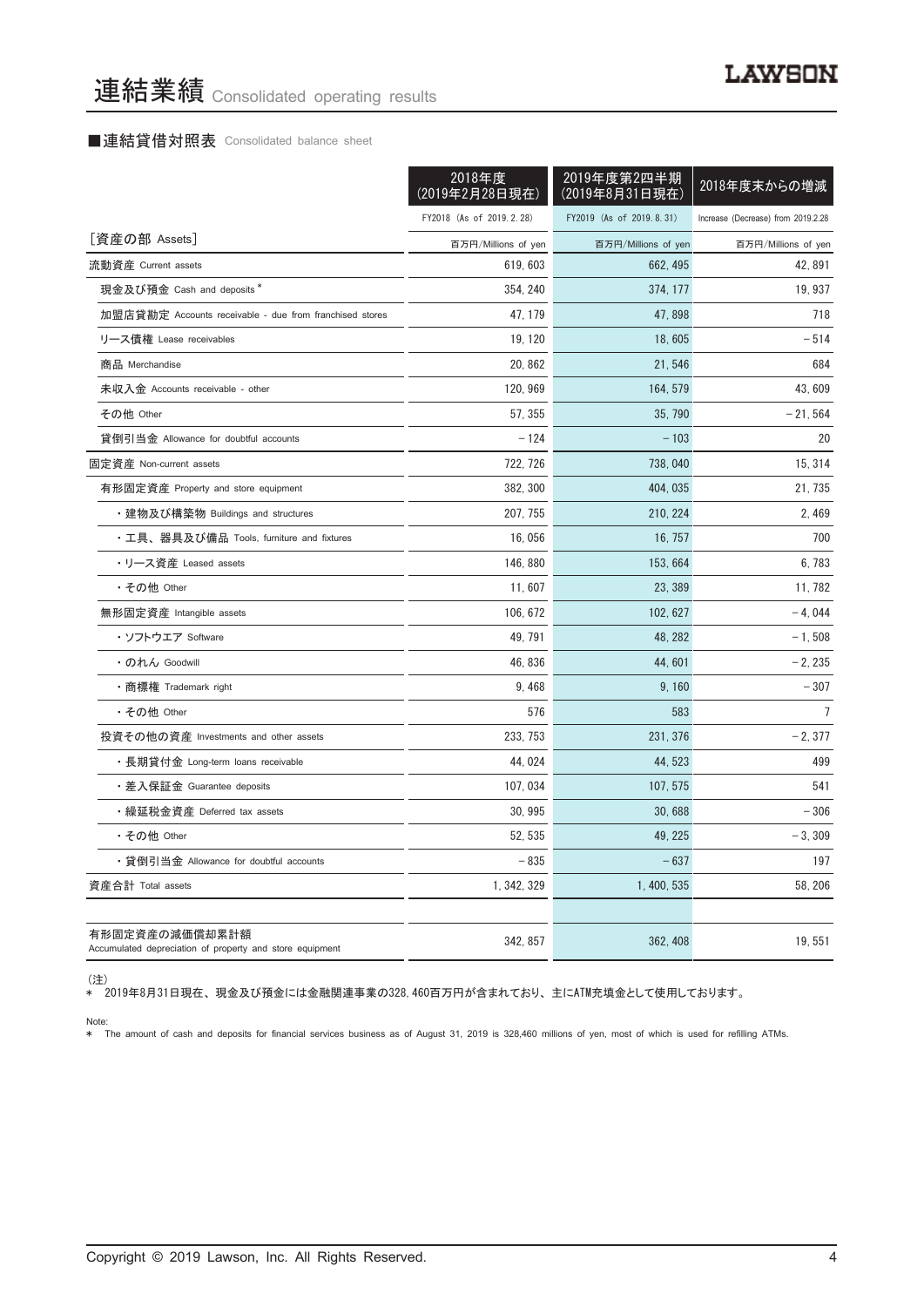# 連結業績 Consolidated operating results

## ■連結貸借対照表 Consolidated balance sheet

| | 2018年度(2019年2月28日現在) | 2019年度第2四半期(2019年8月31日現在) | 2018年度末からの増減 |
|---|---|---|---|
| | FY2018 (As of 2019.2.28) | FY2019 (As of 2019.8.31) | Increase (Decrease) from 2019.2.28 |
| [資産の部 Assets] | 百万円/Millions of yen | 百万円/Millions of yen | 百万円/Millions of yen |
| 流動資産 Current assets | 619,603 | 662,495 | 42,891 |
| 現金及び預金 Cash and deposits * | 354,240 | 374,177 | 19,937 |
| 加盟店貸勘定 Accounts receivable - due from franchised stores | 47,179 | 47,898 | 718 |
| リース債権 Lease receivables | 19,120 | 18,605 | －514 |
| 商品 Merchandise | 20,862 | 21,546 | 684 |
| 未収入金 Accounts receivable - other | 120,969 | 164,579 | 43,609 |
| その他 Other | 57,355 | 35,790 | －21,564 |
| 貸倒引当金 Allowance for doubtful accounts | －124 | －103 | 20 |
| 固定資産 Non-current assets | 722,726 | 738,040 | 15,314 |
| 有形固定資産 Property and store equipment | 382,300 | 404,035 | 21,735 |
| ・建物及び構築物 Buildings and structures | 207,755 | 210,224 | 2,469 |
| ・工具、器具及び備品 Tools, furniture and fixtures | 16,056 | 16,757 | 700 |
| ・リース資産 Leased assets | 146,880 | 153,664 | 6,783 |
| ・その他 Other | 11,607 | 23,389 | 11,782 |
| 無形固定資産 Intangible assets | 106,672 | 102,627 | －4,044 |
| ・ソフトウエア Software | 49,791 | 48,282 | －1,508 |
| ・のれん Goodwill | 46,836 | 44,601 | －2,235 |
| ・商標権 Trademark right | 9,468 | 9,160 | －307 |
| ・その他 Other | 576 | 583 | 7 |
| 投資その他の資産 Investments and other assets | 233,753 | 231,376 | －2,377 |
| ・長期貸付金 Long-term loans receivable | 44,024 | 44,523 | 499 |
| ・差入保証金 Guarantee deposits | 107,034 | 107,575 | 541 |
| ・繰延税金資産 Deferred tax assets | 30,995 | 30,688 | －306 |
| ・その他 Other | 52,535 | 49,225 | －3,309 |
| ・貸倒引当金 Allowance for doubtful accounts | －835 | －637 | 197 |
| 資産合計 Total assets | 1,342,329 | 1,400,535 | 58,206 |
| | | | |
| 有形固定資産の減価償却累計額 Accumulated depreciation of property and store equipment | 342,857 | 362,408 | 19,551 |

(注)
* 2019年8月31日現在、現金及び預金には金融関連事業の328,460百万円が含まれており、主にATM充填金として使用しております。

Note:
* The amount of cash and deposits for financial services business as of August 31, 2019 is 328,460 millions of yen, most of which is used for refilling ATMs.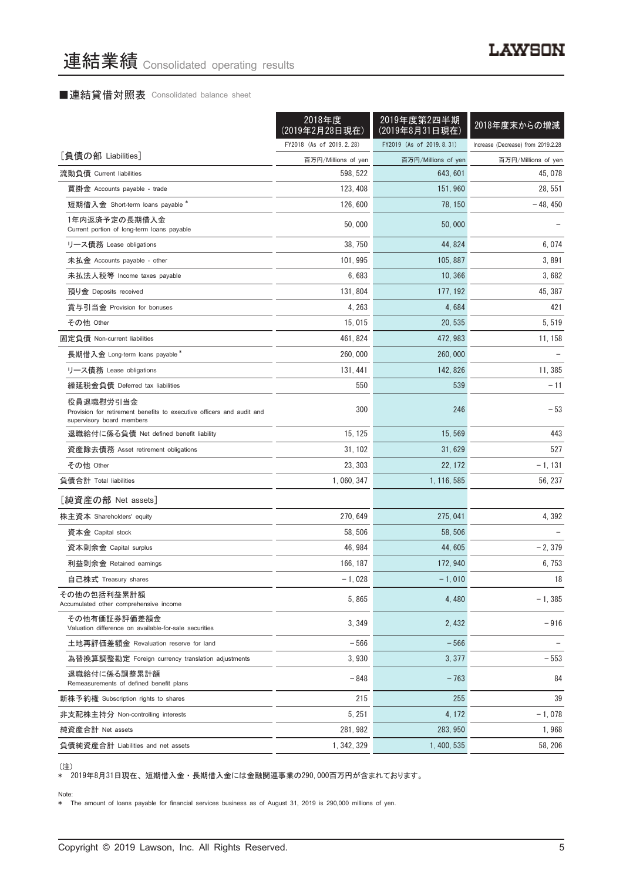# 連結業績 Consolidated operating results

## ■連結貸借対照表 Consolidated balance sheet

| | 2018年度<br>(2019年2月28日現在)<br>FY2018 (As of 2019.2.28) | 2019年度第2四半期<br>(2019年8月31日現在)<br>FY2019 (As of 2019.8.31) | 2018年度末からの増減<br>Increase (Decrease) from 2019.2.28 |
|---|---|---|---|
| ［負債の部 Liabilities］ | 百万円/Millions of yen | 百万円/Millions of yen | 百万円/Millions of yen |
| 流動負債 Current liabilities | 598, 522 | 643, 601 | 45, 078 |
| 買掛金 Accounts payable - trade | 123, 408 | 151, 960 | 28, 551 |
| 短期借入金 Short-term loans payable * | 126, 600 | 78, 150 | －48, 450 |
| 1年内返済予定の長期借入金<br>Current portion of long-term loans payable | 50, 000 | 50, 000 | － |
| リース債務 Lease obligations | 38, 750 | 44, 824 | 6, 074 |
| 未払金 Accounts payable - other | 101, 995 | 105, 887 | 3, 891 |
| 未払法人税等 Income taxes payable | 6, 683 | 10, 366 | 3, 682 |
| 預り金 Deposits received | 131, 804 | 177, 192 | 45, 387 |
| 賞与引当金 Provision for bonuses | 4, 263 | 4, 684 | 421 |
| その他 Other | 15, 015 | 20, 535 | 5, 519 |
| 固定負債 Non-current liabilities | 461, 824 | 472, 983 | 11, 158 |
| 長期借入金 Long-term loans payable * | 260, 000 | 260, 000 | － |
| リース債務 Lease obligations | 131, 441 | 142, 826 | 11, 385 |
| 繰延税金負債 Deferred tax liabilities | 550 | 539 | －11 |
| 役員退職慰労引当金<br>Provision for retirement benefits to executive officers and audit and supervisory board members | 300 | 246 | －53 |
| 退職給付に係る負債 Net defined benefit liability | 15, 125 | 15, 569 | 443 |
| 資産除去債務 Asset retirement obligations | 31, 102 | 31, 629 | 527 |
| その他 Other | 23, 303 | 22, 172 | －1, 131 |
| 負債合計 Total liabilities | 1, 060, 347 | 1, 116, 585 | 56, 237 |
| ［純資産の部 Net assets］ | | | |
| 株主資本 Shareholders' equity | 270, 649 | 275, 041 | 4, 392 |
| 資本金 Capital stock | 58, 506 | 58, 506 | － |
| 資本剰余金 Capital surplus | 46, 984 | 44, 605 | －2, 379 |
| 利益剰余金 Retained earnings | 166, 187 | 172, 940 | 6, 753 |
| 自己株式 Treasury shares | －1, 028 | －1, 010 | 18 |
| その他の包括利益累計額<br>Accumulated other comprehensive income | 5, 865 | 4, 480 | －1, 385 |
| その他有価証券評価差額金<br>Valuation difference on available-for-sale securities | 3, 349 | 2, 432 | －916 |
| 土地再評価差額金 Revaluation reserve for land | －566 | －566 | － |
| 為替換算調整勘定 Foreign currency translation adjustments | 3, 930 | 3, 377 | －553 |
| 退職給付に係る調整累計額<br>Remeasurements of defined benefit plans | －848 | －763 | 84 |
| 新株予約権 Subscription rights to shares | 215 | 255 | 39 |
| 非支配株主持分 Non-controlling interests | 5, 251 | 4, 172 | －1, 078 |
| 純資産合計 Net assets | 281, 982 | 283, 950 | 1, 968 |
| 負債純資産合計 Liabilities and net assets | 1, 342, 329 | 1, 400, 535 | 58, 206 |

(注)
＊ 2019年8月31日現在、短期借入金・長期借入金には金融関連事業の290, 000百万円が含まれております。

Note:
＊ The amount of loans payable for financial services business as of August 31, 2019 is 290,000 millions of yen.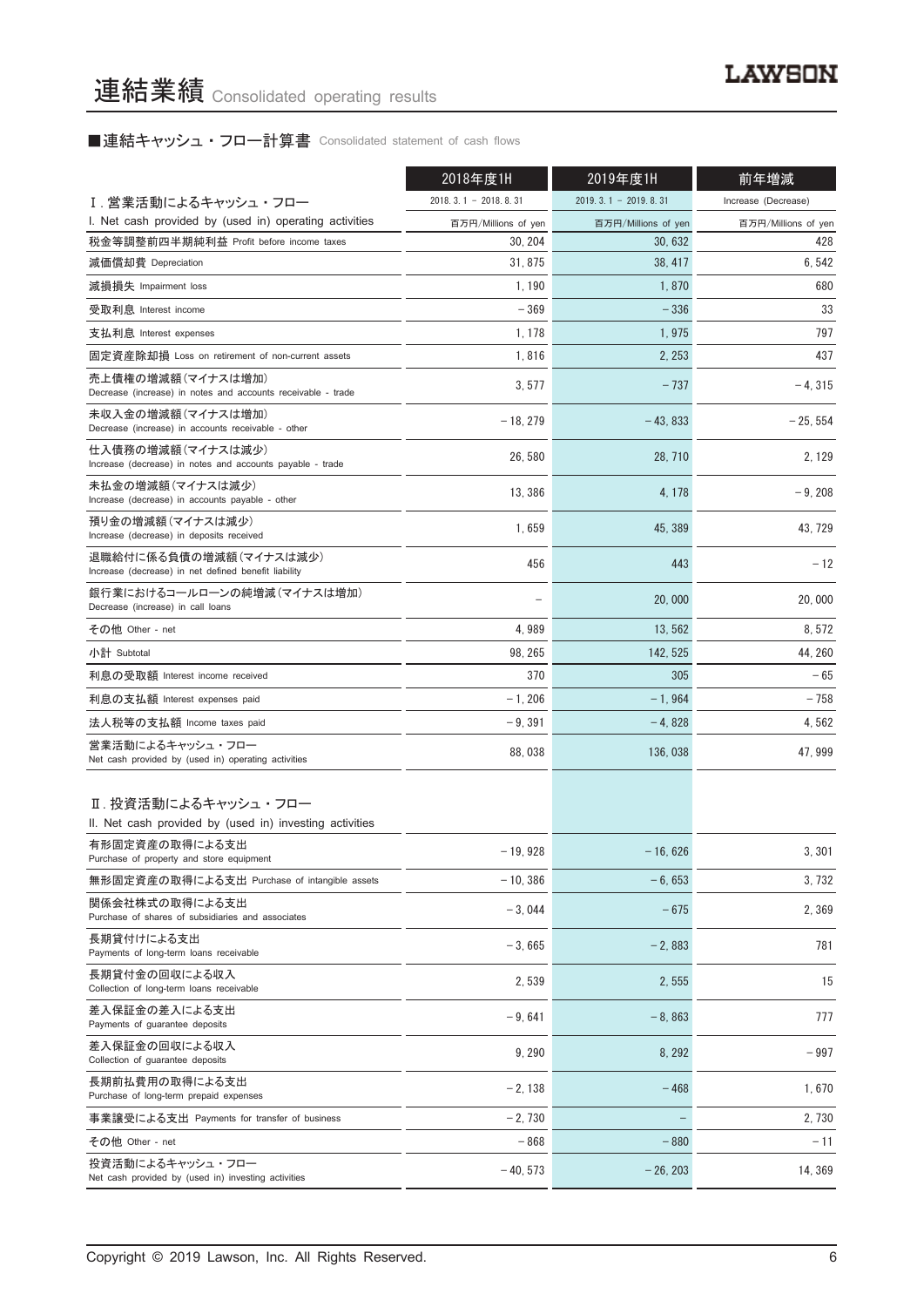# 連結業績 Consolidated operating results

## ■連結キャッシュ・フロー計算書 Consolidated statement of cash flows

| | 2018年度1H | 2019年度1H | 前年増減 |
|---|---|---|---|
| Ⅰ. 営業活動によるキャッシュ・フロー | 2018. 3. 1 – 2018. 8. 31 | 2019. 3. 1 – 2019. 8. 31 | Increase (Decrease) |
| I. Net cash provided by (used in) operating activities | 百万円/Millions of yen | 百万円/Millions of yen | 百万円/Millions of yen |
| 税金等調整前四半期純利益 Profit before income taxes | 30, 204 | 30, 632 | 428 |
| 減価償却費 Depreciation | 31, 875 | 38, 417 | 6, 542 |
| 減損損失 Impairment loss | 1, 190 | 1, 870 | 680 |
| 受取利息 Interest income | – 369 | – 336 | 33 |
| 支払利息 Interest expenses | 1, 178 | 1, 975 | 797 |
| 固定資産除却損 Loss on retirement of non-current assets | 1, 816 | 2, 253 | 437 |
| 売上債権の増減額(マイナスは増加) Decrease (increase) in notes and accounts receivable - trade | 3, 577 | – 737 | – 4, 315 |
| 未収入金の増減額(マイナスは増加) Decrease (increase) in accounts receivable - other | – 18, 279 | – 43, 833 | – 25, 554 |
| 仕入債務の増減額(マイナスは減少) Increase (decrease) in notes and accounts payable - trade | 26, 580 | 28, 710 | 2, 129 |
| 未払金の増減額(マイナスは減少) Increase (decrease) in accounts payable - other | 13, 386 | 4, 178 | – 9, 208 |
| 預り金の増減額(マイナスは減少) Increase (decrease) in deposits received | 1, 659 | 45, 389 | 43, 729 |
| 退職給付に係る負債の増減額(マイナスは減少) Increase (decrease) in net defined benefit liability | 456 | 443 | – 12 |
| 銀行業におけるコールローンの純増減(マイナスは増加) Decrease (increase) in call loans | – | 20, 000 | 20, 000 |
| その他 Other - net | 4, 989 | 13, 562 | 8, 572 |
| 小計 Subtotal | 98, 265 | 142, 525 | 44, 260 |
| 利息の受取額 Interest income received | 370 | 305 | – 65 |
| 利息の支払額 Interest expenses paid | – 1, 206 | – 1, 964 | – 758 |
| 法人税等の支払額 Income taxes paid | – 9, 391 | – 4, 828 | 4, 562 |
| 営業活動によるキャッシュ・フロー Net cash provided by (used in) operating activities | 88, 038 | 136, 038 | 47, 999 |
| Ⅱ. 投資活動によるキャッシュ・フロー II. Net cash provided by (used in) investing activities | | | |
| 有形固定資産の取得による支出 Purchase of property and store equipment | – 19, 928 | – 16, 626 | 3, 301 |
| 無形固定資産の取得による支出 Purchase of intangible assets | – 10, 386 | – 6, 653 | 3, 732 |
| 関係会社株式の取得による支出 Purchase of shares of subsidiaries and associates | – 3, 044 | – 675 | 2, 369 |
| 長期貸付けによる支出 Payments of long-term loans receivable | – 3, 665 | – 2, 883 | 781 |
| 長期貸付金の回収による収入 Collection of long-term loans receivable | 2, 539 | 2, 555 | 15 |
| 差入保証金の差入による支出 Payments of guarantee deposits | – 9, 641 | – 8, 863 | 777 |
| 差入保証金の回収による収入 Collection of guarantee deposits | 9, 290 | 8, 292 | – 997 |
| 長期前払費用の取得による支出 Purchase of long-term prepaid expenses | – 2, 138 | – 468 | 1, 670 |
| 事業譲受による支出 Payments for transfer of business | – 2, 730 | – | 2, 730 |
| その他 Other - net | – 868 | – 880 | – 11 |
| 投資活動によるキャッシュ・フロー Net cash provided by (used in) investing activities | – 40, 573 | – 26, 203 | 14, 369 |

Copyright © 2019 Lawson, Inc. All Rights Reserved.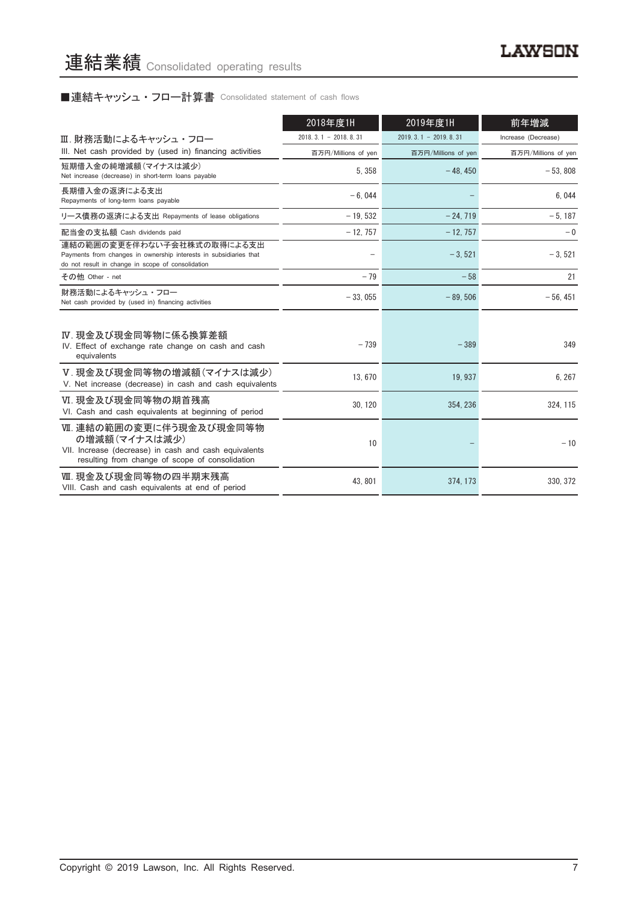# 連結業績 Consolidated operating results

■連結キャッシュ・フロー計算書 Consolidated statement of cash flows

| | 2018年度1H | 2019年度1H | 前年増減 |
|---|---|---|---|
| Ⅲ. 財務活動によるキャッシュ・フロー<br>III. Net cash provided by (used in) financing activities | 2018. 3. 1 – 2018. 8. 31<br>百万円/Millions of yen | 2019. 3. 1 – 2019. 8. 31<br>百万円/Millions of yen | Increase (Decrease)<br>百万円/Millions of yen |
| 短期借入金の純増減額(マイナスは減少)<br>Net increase (decrease) in short-term loans payable | 5, 358 | – 48, 450 | – 53, 808 |
| 長期借入金の返済による支出<br>Repayments of long-term loans payable | – 6, 044 | – | 6, 044 |
| リース債務の返済による支出 Repayments of lease obligations | – 19, 532 | – 24, 719 | – 5, 187 |
| 配当金の支払額 Cash dividends paid | – 12, 757 | – 12, 757 | – 0 |
| 連結の範囲の変更を伴わない子会社株式の取得による支出<br>Payments from changes in ownership interests in subsidiaries that do not result in change in scope of consolidation | – | – 3, 521 | – 3, 521 |
| その他 Other - net | – 79 | – 58 | 21 |
| 財務活動によるキャッシュ・フロー<br>Net cash provided by (used in) financing activities | – 33, 055 | – 89, 506 | – 56, 451 |
| Ⅳ. 現金及び現金同等物に係る換算差額<br>IV. Effect of exchange rate change on cash and cash equivalents | – 739 | – 389 | 349 |
| Ⅴ. 現金及び現金同等物の増減額(マイナスは減少)<br>V. Net increase (decrease) in cash and cash equivalents | 13, 670 | 19, 937 | 6, 267 |
| Ⅵ. 現金及び現金同等物の期首残高<br>VI. Cash and cash equivalents at beginning of period | 30, 120 | 354, 236 | 324, 115 |
| Ⅶ. 連結の範囲の変更に伴う現金及び現金同等物の増減額(マイナスは減少)<br>VII. Increase (decrease) in cash and cash equivalents resulting from change of scope of consolidation | 10 | – | – 10 |
| Ⅷ. 現金及び現金同等物の四半期末残高<br>VIII. Cash and cash equivalents at end of period | 43, 801 | 374, 173 | 330, 372 |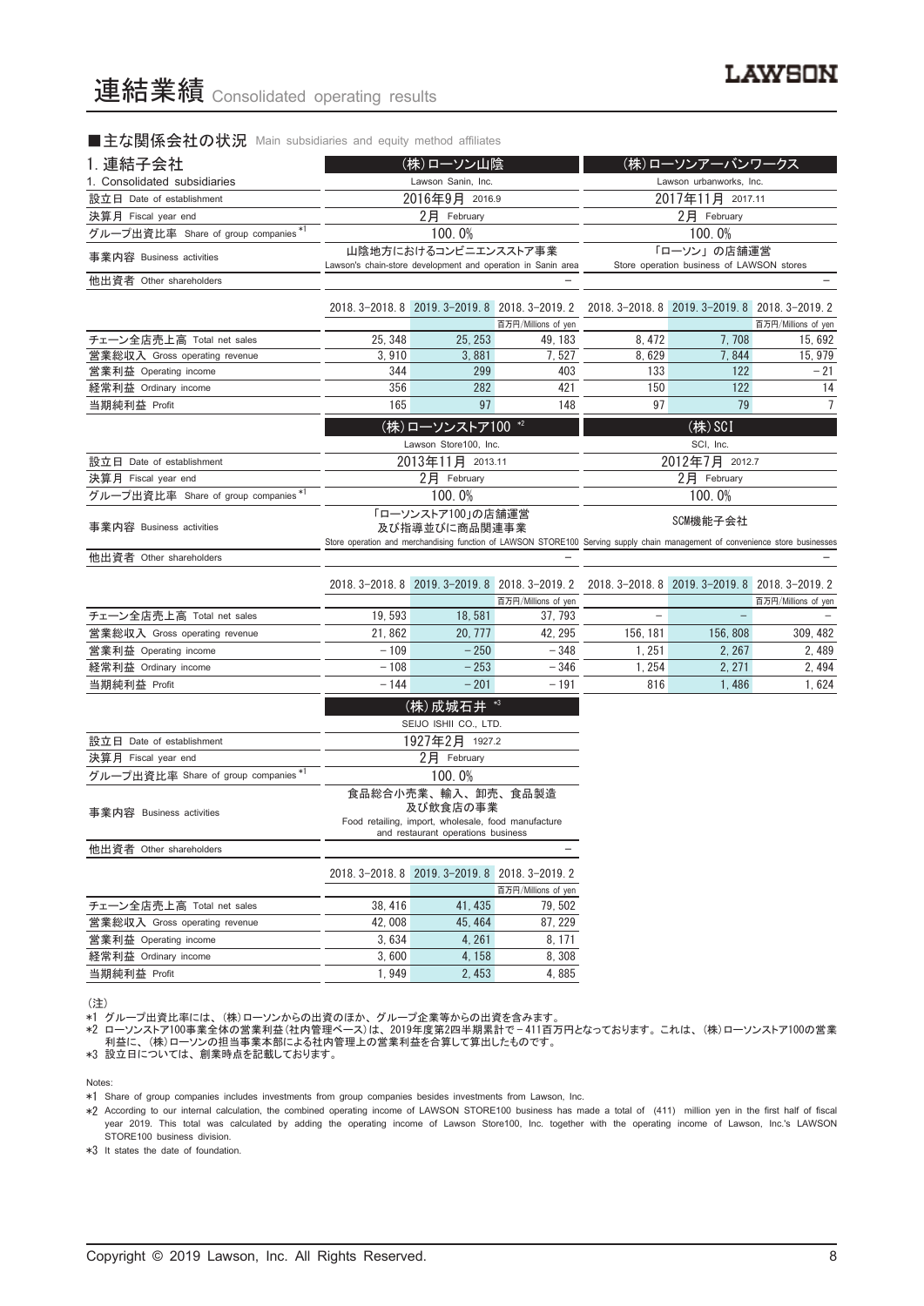# 連結業績 Consolidated operating results

## ■主な関係会社の状況 Main subsidiaries and equity method affiliates

| 1. 連結子会社<br>1. Consolidated subsidiaries | (株)ローソン山陰<br>Lawson Sanin, Inc. | | | (株)ローソンアーバンワークス<br>Lawson urbanworks, Inc. | | |
|---|---|---|---|---|---|---|
| 設立日 Date of establishment | 2016年9月 2016.9 | | | 2017年11月 2017.11 | | |
| 決算月 Fiscal year end | 2月 February | | | 2月 February | | |
| グループ出資比率 Share of group companies *1 | 100.0% | | | 100.0% | | |
| 事業内容 Business activities | 山陰地方におけるコンビニエンスストア事業<br>Lawson's chain-store development and operation in Sanin area | | | 「ローソン」の店舗運営<br>Store operation business of LAWSON stores | | |
| 他出資者 Other shareholders | − | | | − | | |
| | 2018.3-2018.8 | 2019.3-2019.8 | 2018.3-2019.2<br>百万円/Millions of yen | 2018.3-2018.8 | 2019.3-2019.8 | 2018.3-2019.2<br>百万円/Millions of yen |
| チェーン全店売上高 Total net sales | 25,348 | 25,253 | 49,183 | 8,472 | 7,708 | 15,692 |
| 営業総収入 Gross operating revenue | 3,910 | 3,881 | 7,527 | 8,629 | 7,844 | 15,979 |
| 営業利益 Operating income | 344 | 299 | 403 | 133 | 122 | −21 |
| 経常利益 Ordinary income | 356 | 282 | 421 | 150 | 122 | 14 |
| 当期純利益 Profit | 165 | 97 | 148 | 97 | 79 | 7 |

| | (株)ローソンストア100 *2<br>Lawson Store100, Inc. | | | (株)SCI<br>SCI, Inc. | | |
|---|---|---|---|---|---|---|
| 設立日 Date of establishment | 2013年11月 2013.11 | | | 2012年7月 2012.7 | | |
| 決算月 Fiscal year end | 2月 February | | | 2月 February | | |
| グループ出資比率 Share of group companies *1 | 100.0% | | | 100.0% | | |
| 事業内容 Business activities | 「ローソンストア100」の店舗運営及び指導並びに商品関連事業<br>Store operation and merchandising function of LAWSON STORE100 | | | SCM機能子会社<br>Serving supply chain management of convenience store businesses | | |
| 他出資者 Other shareholders | − | | | − | | |
| | 2018.3-2018.8 | 2019.3-2019.8 | 2018.3-2019.2<br>百万円/Millions of yen | 2018.3-2018.8 | 2019.3-2019.8 | 2018.3-2019.2<br>百万円/Millions of yen |
| チェーン全店売上高 Total net sales | 19,593 | 18,581 | 37,793 | − | − | − |
| 営業総収入 Gross operating revenue | 21,862 | 20,777 | 42,295 | 156,181 | 156,808 | 309,482 |
| 営業利益 Operating income | −109 | −250 | −348 | 1,251 | 2,267 | 2,489 |
| 経常利益 Ordinary income | −108 | −253 | −346 | 1,254 | 2,271 | 2,494 |
| 当期純利益 Profit | −144 | −201 | −191 | 816 | 1,486 | 1,624 |

| | (株)成城石井 *3<br>SEIJO ISHII CO., LTD. | | |
|---|---|---|---|
| 設立日 Date of establishment | 1927年2月 1927.2 | | |
| 決算月 Fiscal year end | 2月 February | | |
| グループ出資比率 Share of group companies *1 | 100.0% | | |
| 事業内容 Business activities | 食品総合小売業、輸入、卸売、食品製造及び飲食店の事業<br>Food retailing, import, wholesale, food manufacture and restaurant operations business | | |
| 他出資者 Other shareholders | − | | |
| | 2018.3-2018.8 | 2019.3-2019.8 | 2018.3-2019.2<br>百万円/Millions of yen |
| チェーン全店売上高 Total net sales | 38,416 | 41,435 | 79,502 |
| 営業総収入 Gross operating revenue | 42,008 | 45,464 | 87,229 |
| 営業利益 Operating income | 3,634 | 4,261 | 8,171 |
| 経常利益 Ordinary income | 3,600 | 4,158 | 8,308 |
| 当期純利益 Profit | 1,949 | 2,453 | 4,885 |

(注)
*1 グループ出資比率には、(株)ローソンからの出資のほか、グループ企業等からの出資を含みます。
*2 ローソンストア100事業全体の営業利益(社内管理ベース)は、2019年度第2四半期累計で−411百万円となっております。これは、(株)ローソンストア100の営業利益に、(株)ローソンの担当事業本部による社内管理上の営業利益を合算して算出したものです。
*3 設立日については、創業時点を記載しております。

Notes:
*1 Share of group companies includes investments from group companies besides investments from Lawson, Inc.
*2 According to our internal calculation, the combined operating income of LAWSON STORE100 business has made a total of (411) million yen in the first half of fiscal year 2019. This total was calculated by adding the operating income of Lawson Store100, Inc. together with the operating income of Lawson, Inc.'s LAWSON STORE100 business division.
*3 It states the date of foundation.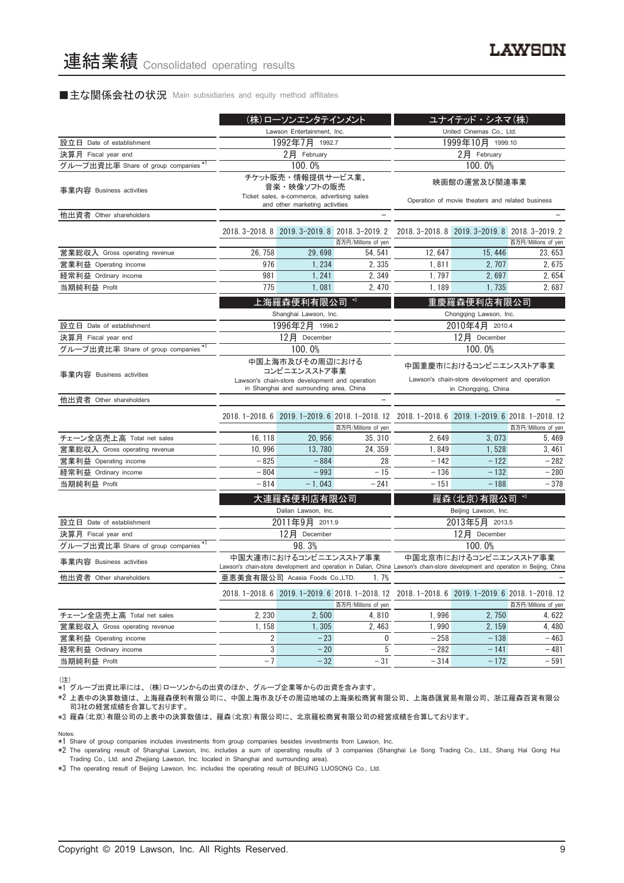# 連結業績 Consolidated operating results

## ■主な関係会社の状況 Main subsidiaries and equity method affiliates

| | (株)ローソンエンタテインメント Lawson Entertainment, Inc. | | | ユナイテッド・シネマ(株) United Cinemas Co., Ltd. | | |
|---|---|---|---|---|---|---|
| 設立日 Date of establishment | 1992年7月 1992.7 | | | 1999年10月 1999.10 | | |
| 決算月 Fiscal year end | 2月 February | | | 2月 February | | |
| グループ出資比率 Share of group companies *1 | 100.0% | | | 100.0% | | |
| 事業内容 Business activities | チケット販売・情報提供サービス業、音楽・映像ソフトの販売 Ticket sales, e-commerce, advertising sales and other marketing activities | | | 映画館の運営及び関連事業 Operation of movie theaters and related business | | |
| 他出資者 Other shareholders | – | | | – | | |
| | 2018.3–2018.8 | 2019.3–2019.8 | 2018.3–2019.2 百万円/Millions of yen | 2018.3–2018.8 | 2019.3–2019.8 | 2018.3–2019.2 百万円/Millions of yen |
| 営業総収入 Gross operating revenue | 26,758 | 29,698 | 54,541 | 12,647 | 15,446 | 23,653 |
| 営業利益 Operating income | 976 | 1,234 | 2,335 | 1,811 | 2,707 | 2,675 |
| 経常利益 Ordinary income | 981 | 1,241 | 2,349 | 1,797 | 2,697 | 2,654 |
| 当期純利益 Profit | 775 | 1,081 | 2,470 | 1,189 | 1,735 | 2,687 |

| | 上海羅森便利有限公司 *2 Shanghai Lawson, Inc. | | | 重慶羅森便利店有限公司 Chongqing Lawson, Inc. | | |
|---|---|---|---|---|---|---|
| 設立日 Date of establishment | 1996年2月 1996.2 | | | 2010年4月 2010.4 | | |
| 決算月 Fiscal year end | 12月 December | | | 12月 December | | |
| グループ出資比率 Share of group companies *1 | 100.0% | | | 100.0% | | |
| 事業内容 Business activities | 中国上海市及びその周辺におけるコンビニエンスストア事業 Lawson's chain-store development and operation in Shanghai and surrounding area, China | | | 中国重慶市におけるコンビニエンスストア事業 Lawson's chain-store development and operation in Chongqing, China | | |
| 他出資者 Other shareholders | – | | | – | | |
| | 2018.1–2018.6 | 2019.1–2019.6 | 2018.1–2018.12 百万円/Millions of yen | 2018.1–2018.6 | 2019.1–2019.6 | 2018.1–2018.12 百万円/Millions of yen |
| チェーン全店売上高 Total net sales | 16,118 | 20,956 | 35,310 | 2,649 | 3,073 | 5,469 |
| 営業総収入 Gross operating revenue | 10,996 | 13,780 | 24,359 | 1,849 | 1,528 | 3,461 |
| 営業利益 Operating income | −825 | −884 | 28 | −142 | −122 | −282 |
| 経常利益 Ordinary income | −804 | −993 | −15 | −136 | −132 | −280 |
| 当期純利益 Profit | −814 | −1,043 | −241 | −151 | −188 | −378 |

| | 大連羅森便利店有限公司 Dalian Lawson, Inc. | | | 羅森(北京)有限公司 *3 Beijing Lawson, Inc. | | |
|---|---|---|---|---|---|---|
| 設立日 Date of establishment | 2011年9月 2011.9 | | | 2013年5月 2013.5 | | |
| 決算月 Fiscal year end | 12月 December | | | 12月 December | | |
| グループ出資比率 Share of group companies *1 | 98.3% | | | 100.0% | | |
| 事業内容 Business activities | 中国大連市におけるコンビニエンスストア事業 Lawson's chain-store development and operation in Dalian, China | | | 中国北京市におけるコンビニエンスストア事業 Lawson's chain-store development and operation in Beijing, China | | |
| 他出資者 Other shareholders | 亜恵美食有限公司 Acasia Foods Co.,LTD. 1.7% | | | – | | |
| | 2018.1–2018.6 | 2019.1–2019.6 | 2018.1–2018.12 百万円/Millions of yen | 2018.1–2018.6 | 2019.1–2019.6 | 2018.1–2018.12 百万円/Millions of yen |
| チェーン全店売上高 Total net sales | 2,230 | 2,500 | 4,810 | 1,996 | 2,750 | 4,622 |
| 営業総収入 Gross operating revenue | 1,158 | 1,305 | 2,463 | 1,990 | 2,159 | 4,480 |
| 営業利益 Operating income | 2 | −23 | 0 | −258 | −138 | −463 |
| 経常利益 Ordinary income | 3 | −20 | 5 | −282 | −141 | −481 |
| 当期純利益 Profit | −7 | −32 | −31 | −314 | −172 | −591 |

(注)
*1 グループ出資比率には、(株)ローソンからの出資のほか、グループ企業等からの出資を含みます。
*2 上表中の決算数値は、上海羅森便利有限公司に、中国上海市及びその周辺地域の上海楽松商貿有限公司、上海恭匯貿易有限公司、浙江羅森百貨有限公司3社の経営成績を合算しております。
*3 羅森(北京)有限公司の上表中の決算数値は、羅森(北京)有限公司に、北京羅松商貿有限公司の経営成績を合算しております。

Notes:
*1 Share of group companies includes investments from group companies besides investments from Lawson, Inc.
*2 The operating result of Shanghai Lawson, Inc. includes a sum of operating results of 3 companies (Shanghai Le Song Trading Co., Ltd., Shang Hai Gong Hui Trading Co., Ltd. and Zhejiang Lawson, Inc. located in Shanghai and surrounding area).
*3 The operating result of Beijing Lawson, Inc. includes the operating result of BEIJING LUOSONG Co., Ltd.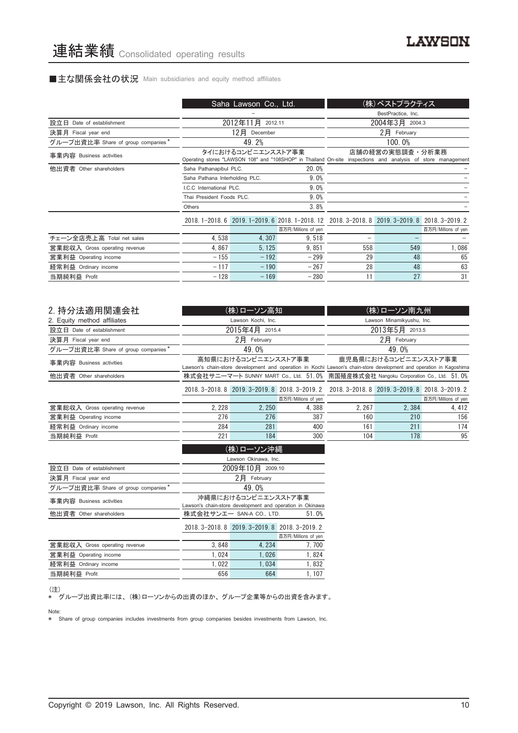# 連結業績 Consolidated operating results

## ■主な関係会社の状況 Main subsidiaries and equity method affiliates

| | Saha Lawson Co., Ltd. | | | (株)ベストプラクティス | | |
|---|---|---|---|---|---|---|
| | – | | | BestPractice, Inc. | | |
| 設立日 Date of establishment | 2012年11月 2012.11 | | | 2004年3月 2004.3 | | |
| 決算月 Fiscal year end | 12月 December | | | 2月 February | | |
| グループ出資比率 Share of group companies * | 49.2% | | | 100.0% | | |
| 事業内容 Business activities | タイにおけるコンビニエンスストア事業 Operating stores "LAWSON 108" and "108SHOP" in Thailand | | | 店舗の実態調査・分析業務 On-site inspections and analysis of store management | | |
| 他出資者 Other shareholders | Saha Pathanapibul PLC. | | 20.0% | | | – |
| | Saha Pathana Interholding PLC. | | 9.0% | | | – |
| | I.C.C International PLC. | | 9.0% | | | – |
| | Thai President Foods PLC. | | 9.0% | | | – |
| | Others | | 3.8% | | | – |
| | 2018. 1–2018. 6 | 2019. 1–2019. 6 | 2018. 1–2018. 12 | 2018. 3–2018. 8 | 2019. 3–2019. 8 | 2018. 3–2019. 2 |
| | | | 百万円/Millions of yen | | | 百万円/Millions of yen |
| チェーン全店売上高 Total net sales | 4,538 | 4,307 | 9,518 | – | – | – |
| 営業総収入 Gross operating revenue | 4,867 | 5,125 | 9,851 | 558 | 549 | 1,086 |
| 営業利益 Operating income | –155 | –192 | –299 | 29 | 48 | 65 |
| 経常利益 Ordinary income | –117 | –190 | –267 | 28 | 48 | 63 |
| 当期純利益 Profit | –128 | –169 | –280 | 11 | 27 | 31 |

## 2. 持分法適用関連会社 2. Equity method affiliates

| | (株)ローソン高知 | | | (株)ローソン南九州 | | |
|---|---|---|---|---|---|---|
| | Lawson Kochi, Inc. | | | Lawson Minamikyushu, Inc. | | |
| 設立日 Date of establishment | 2015年4月 2015.4 | | | 2013年5月 2013.5 | | |
| 決算月 Fiscal year end | 2月 February | | | 2月 February | | |
| グループ出資比率 Share of group companies * | 49.0% | | | 49.0% | | |
| 事業内容 Business activities | 高知県におけるコンビニエンスストア事業 Lawson's chain-store development and operation in Kochi | | | 鹿児島県におけるコンビニエンスストア事業 Lawson's chain-store development and operation in Kagoshima | | |
| 他出資者 Other shareholders | 株式会社サニーマート SUNNY MART Co., Ltd. 51.0% | | | 南国殖産株式会社 Nangoku Corporation Co., Ltd. 51.0% | | |
| | 2018. 3–2018. 8 | 2019. 3–2019. 8 | 2018. 3–2019. 2 | 2018. 3–2018. 8 | 2019. 3–2019. 8 | 2018. 3–2019. 2 |
| | | | 百万円/Millions of yen | | | 百万円/Millions of yen |
| 営業総収入 Gross operating revenue | 2,228 | 2,250 | 4,388 | 2,267 | 2,384 | 4,412 |
| 営業利益 Operating income | 276 | 276 | 387 | 160 | 210 | 156 |
| 経常利益 Ordinary income | 284 | 281 | 400 | 161 | 211 | 174 |
| 当期純利益 Profit | 221 | 184 | 300 | 104 | 178 | 95 |

| | (株)ローソン沖縄 | | |
|---|---|---|---|
| | Lawson Okinawa, Inc. | | |
| 設立日 Date of establishment | 2009年10月 2009.10 | | |
| 決算月 Fiscal year end | 2月 February | | |
| グループ出資比率 Share of group companies * | 49.0% | | |
| 事業内容 Business activities | 沖縄県におけるコンビニエンスストア事業 Lawson's chain-store development and operation in Okinawa | | |
| 他出資者 Other shareholders | 株式会社サンエー SAN-A CO., LTD. 51.0% | | |
| | 2018. 3–2018. 8 | 2019. 3–2019. 8 | 2018. 3–2019. 2 |
| | | | 百万円/Millions of yen |
| 営業総収入 Gross operating revenue | 3,848 | 4,234 | 7,700 |
| 営業利益 Operating income | 1,024 | 1,026 | 1,824 |
| 経常利益 Ordinary income | 1,022 | 1,034 | 1,832 |
| 当期純利益 Profit | 656 | 664 | 1,107 |

(注)
* グループ出資比率には、(株)ローソンからの出資のほか、グループ企業等からの出資を含みます。

Note:
* Share of group companies includes investments from group companies besides investments from Lawson, Inc.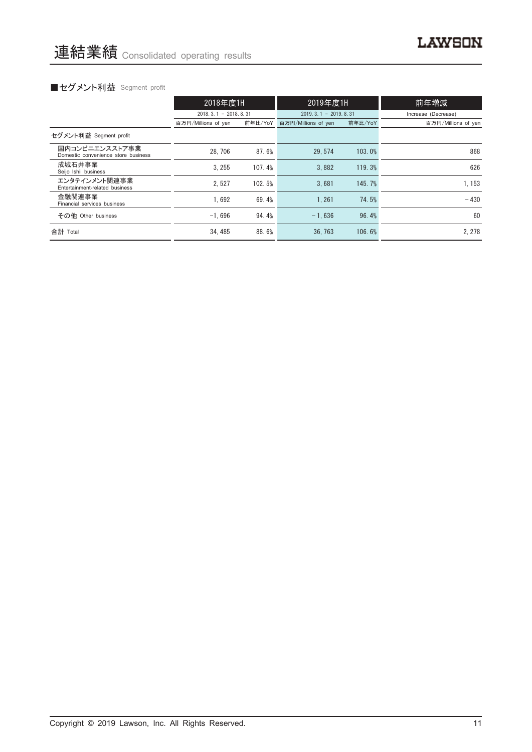# 連結業績 Consolidated operating results

## ■セグメント利益 Segment profit

| | 2018年度1H | | 2019年度1H | | 前年増減 |
|---|---|---|---|---|---|
| | 2018. 3. 1 － 2018. 8. 31 | | 2019. 3. 1 － 2019. 8. 31 | | Increase (Decrease) |
| | 百万円/Millions of yen | 前年比/YoY | 百万円/Millions of yen | 前年比/YoY | 百万円/Millions of yen |
| セグメント利益 Segment profit | | | | | |
| 国内コンビニエンスストア事業 Domestic convenience store business | 28, 706 | 87. 6% | 29, 574 | 103. 0% | 868 |
| 成城石井事業 Seijo Ishii business | 3, 255 | 107. 4% | 3, 882 | 119. 3% | 626 |
| エンタテインメント関連事業 Entertainment-related business | 2, 527 | 102. 5% | 3, 681 | 145. 7% | 1, 153 |
| 金融関連事業 Financial services business | 1, 692 | 69. 4% | 1, 261 | 74. 5% | －430 |
| その他 Other business | −1, 696 | 94. 4% | －1, 636 | 96. 4% | 60 |
| 合計 Total | 34, 485 | 88. 6% | 36, 763 | 106. 6% | 2, 278 |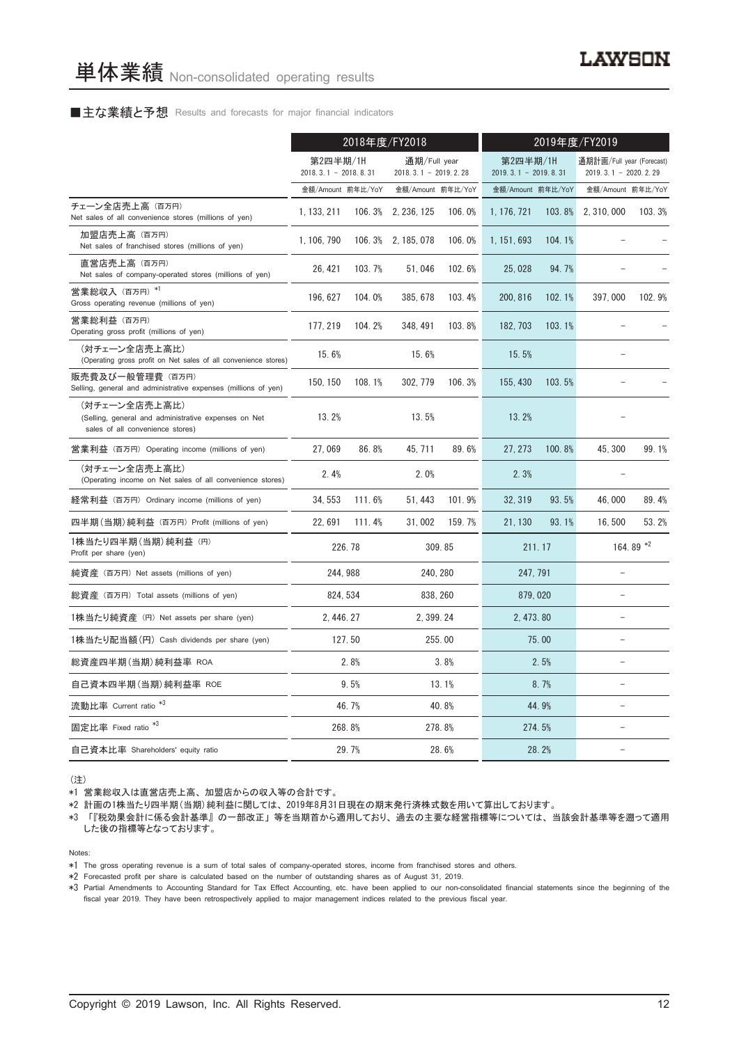# 単体業績 Non-consolidated operating results

■主な業績と予想 Results and forecasts for major financial indicators

| | 2018年度/FY2018 | | | | 2019年度/FY2019 | | | |
|---|---|---|---|---|---|---|---|---|
| | 第2四半期/1H 2018. 3. 1 – 2018. 8. 31 | | 通期/Full year 2018. 3. 1 – 2019. 2. 28 | | 第2四半期/1H 2019. 3. 1 – 2019. 8. 31 | | 通期計画/Full year (Forecast) 2019. 3. 1 – 2020. 2. 29 | |
| | 金額/Amount | 前年比/YoY | 金額/Amount | 前年比/YoY | 金額/Amount | 前年比/YoY | 金額/Amount | 前年比/YoY |
| チェーン全店売上高（百万円） Net sales of all convenience stores (millions of yen) | 1, 133, 211 | 106. 3% | 2, 236, 125 | 106. 0% | 1, 176, 721 | 103. 8% | 2, 310, 000 | 103. 3% |
| 加盟店売上高（百万円） Net sales of franchised stores (millions of yen) | 1, 106, 790 | 106. 3% | 2, 185, 078 | 106. 0% | 1, 151, 693 | 104. 1% | – | – |
| 直営店売上高（百万円） Net sales of company-operated stores (millions of yen) | 26, 421 | 103. 7% | 51, 046 | 102. 6% | 25, 028 | 94. 7% | – | – |
| 営業総収入（百万円）*1 Gross operating revenue (millions of yen) | 196, 627 | 104. 0% | 385, 678 | 103. 4% | 200, 816 | 102. 1% | 397, 000 | 102. 9% |
| 営業総利益（百万円） Operating gross profit (millions of yen) | 177, 219 | 104. 2% | 348, 491 | 103. 8% | 182, 703 | 103. 1% | – | – |
| (対チェーン全店売上高比) (Operating gross profit on Net sales of all convenience stores) | 15. 6% | | 15. 6% | | 15. 5% | | – | |
| 販売費及び一般管理費（百万円） Selling, general and administrative expenses (millions of yen) | 150, 150 | 108. 1% | 302, 779 | 106. 3% | 155, 430 | 103. 5% | – | – |
| (対チェーン全店売上高比) (Selling, general and administrative expenses on Net sales of all convenience stores) | 13. 2% | | 13. 5% | | 13. 2% | | – | |
| 営業利益（百万円） Operating income (millions of yen) | 27, 069 | 86. 8% | 45, 711 | 89. 6% | 27, 273 | 100. 8% | 45, 300 | 99. 1% |
| (対チェーン全店売上高比) (Operating income on Net sales of all convenience stores) | 2. 4% | | 2. 0% | | 2. 3% | | – | |
| 経常利益（百万円） Ordinary income (millions of yen) | 34, 553 | 111. 6% | 51, 443 | 101. 9% | 32, 319 | 93. 5% | 46, 000 | 89. 4% |
| 四半期(当期)純利益（百万円） Profit (millions of yen) | 22, 691 | 111. 4% | 31, 002 | 159. 7% | 21, 130 | 93. 1% | 16, 500 | 53. 2% |
| 1株当たり四半期(当期)純利益（円） Profit per share (yen) | 226. 78 | | 309. 85 | | 211. 17 | | 164. 89 *2 | |
| 純資産（百万円） Net assets (millions of yen) | 244, 988 | | 240, 280 | | 247, 791 | | – | |
| 総資産（百万円） Total assets (millions of yen) | 824, 534 | | 838, 260 | | 879, 020 | | – | |
| 1株当たり純資産（円） Net assets per share (yen) | 2, 446. 27 | | 2, 399. 24 | | 2, 473. 80 | | – | |
| 1株当たり配当額(円) Cash dividends per share (yen) | 127. 50 | | 255. 00 | | 75. 00 | | – | |
| 総資産四半期(当期)純利益率 ROA | 2. 8% | | 3. 8% | | 2. 5% | | – | |
| 自己資本四半期(当期)純利益率 ROE | 9. 5% | | 13. 1% | | 8. 7% | | – | |
| 流動比率 Current ratio *3 | 46. 7% | | 40. 8% | | 44. 9% | | – | |
| 固定比率 Fixed ratio *3 | 268. 8% | | 278. 8% | | 274. 5% | | – | |
| 自己資本比率 Shareholders' equity ratio | 29. 7% | | 28. 6% | | 28. 2% | | – | |

(注)
*1 営業総収入は直営店売上高、加盟店からの収入等の合計です。
*2 計画の1株当たり四半期(当期)純利益に関しては、2019年8月31日現在の期末発行済株式数を用いて算出しております。
*3 「『税効果会計に係る会計基準』の一部改正」等を当期首から適用しており、過去の主要な経営指標等については、当該会計基準等を遡って適用した後の指標等となっております。

Notes:
*1 The gross operating revenue is a sum of total sales of company-operated stores, income from franchised stores and others.
*2 Forecasted profit per share is calculated based on the number of outstanding shares as of August 31, 2019.
*3 Partial Amendments to Accounting Standard for Tax Effect Accounting, etc. have been applied to our non-consolidated financial statements since the beginning of the fiscal year 2019. They have been retrospectively applied to major management indices related to the previous fiscal year.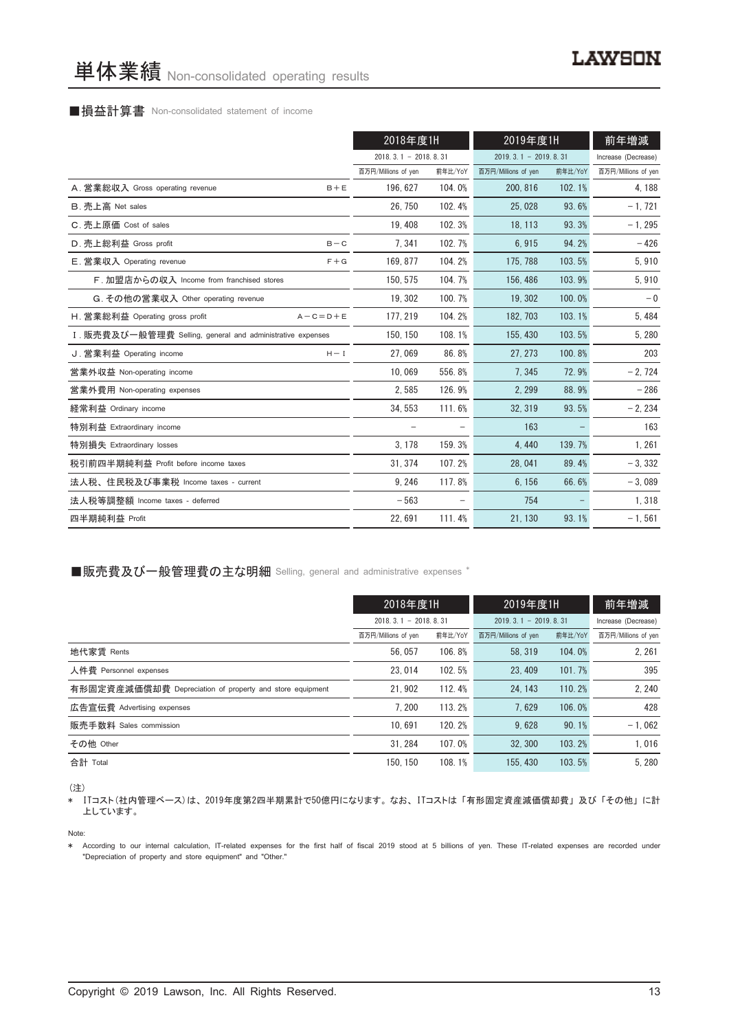# 単体業績 Non-consolidated operating results

## ■損益計算書 Non-consolidated statement of income

| | | 2018年度1H | | 2019年度1H | | 前年増減 |
|---|---|---|---|---|---|---|
| | | 2018. 3. 1 – 2018. 8. 31 | | 2019. 3. 1 – 2019. 8. 31 | | Increase (Decrease) |
| | | 百万円/Millions of yen | 前年比/YoY | 百万円/Millions of yen | 前年比/YoY | 百万円/Millions of yen |
| A. 営業総収入 Gross operating revenue | B＋E | 196, 627 | 104. 0% | 200, 816 | 102. 1% | 4, 188 |
| B. 売上高 Net sales | | 26, 750 | 102. 4% | 25, 028 | 93. 6% | − 1, 721 |
| C. 売上原価 Cost of sales | | 19, 408 | 102. 3% | 18, 113 | 93. 3% | − 1, 295 |
| D. 売上総利益 Gross profit | B－C | 7, 341 | 102. 7% | 6, 915 | 94. 2% | − 426 |
| E. 営業収入 Operating revenue | F＋G | 169, 877 | 104. 2% | 175, 788 | 103. 5% | 5, 910 |
| F. 加盟店からの収入 Income from franchised stores | | 150, 575 | 104. 7% | 156, 486 | 103. 9% | 5, 910 |
| G. その他の営業収入 Other operating revenue | | 19, 302 | 100. 7% | 19, 302 | 100. 0% | − 0 |
| H. 営業総利益 Operating gross profit | A－C＝D＋E | 177, 219 | 104. 2% | 182, 703 | 103. 1% | 5, 484 |
| I. 販売費及び一般管理費 Selling, general and administrative expenses | | 150, 150 | 108. 1% | 155, 430 | 103. 5% | 5, 280 |
| J. 営業利益 Operating income | H－I | 27, 069 | 86. 8% | 27, 273 | 100. 8% | 203 |
| 営業外収益 Non-operating income | | 10, 069 | 556. 8% | 7, 345 | 72. 9% | − 2, 724 |
| 営業外費用 Non-operating expenses | | 2, 585 | 126. 9% | 2, 299 | 88. 9% | − 286 |
| 経常利益 Ordinary income | | 34, 553 | 111. 6% | 32, 319 | 93. 5% | − 2, 234 |
| 特別利益 Extraordinary income | | − | − | 163 | − | 163 |
| 特別損失 Extraordinary losses | | 3, 178 | 159. 3% | 4, 440 | 139. 7% | 1, 261 |
| 税引前四半期純利益 Profit before income taxes | | 31, 374 | 107. 2% | 28, 041 | 89. 4% | − 3, 332 |
| 法人税、住民税及び事業税 Income taxes - current | | 9, 246 | 117. 8% | 6, 156 | 66. 6% | − 3, 089 |
| 法人税等調整額 Income taxes - deferred | | − 563 | − | 754 | − | 1, 318 |
| 四半期純利益 Profit | | 22, 691 | 111. 4% | 21, 130 | 93. 1% | − 1, 561 |

## ■販売費及び一般管理費の主な明細 Selling, general and administrative expenses *

| | 2018年度1H | | 2019年度1H | | 前年増減 |
|---|---|---|---|---|---|
| | 2018. 3. 1 – 2018. 8. 31 | | 2019. 3. 1 – 2019. 8. 31 | | Increase (Decrease) |
| | 百万円/Millions of yen | 前年比/YoY | 百万円/Millions of yen | 前年比/YoY | 百万円/Millions of yen |
| 地代家賃 Rents | 56, 057 | 106. 8% | 58, 319 | 104. 0% | 2, 261 |
| 人件費 Personnel expenses | 23, 014 | 102. 5% | 23, 409 | 101. 7% | 395 |
| 有形固定資産減価償却費 Depreciation of property and store equipment | 21, 902 | 112. 4% | 24, 143 | 110. 2% | 2, 240 |
| 広告宣伝費 Advertising expenses | 7, 200 | 113. 2% | 7, 629 | 106. 0% | 428 |
| 販売手数料 Sales commission | 10, 691 | 120. 2% | 9, 628 | 90. 1% | − 1, 062 |
| その他 Other | 31, 284 | 107. 0% | 32, 300 | 103. 2% | 1, 016 |
| 合計 Total | 150, 150 | 108. 1% | 155, 430 | 103. 5% | 5, 280 |

（注）

＊ ITコスト（社内管理ベース）は、2019年度第2四半期累計で50億円になります。なお、ITコストは「有形固定資産減価償却費」及び「その他」に計上しています。

Note:

＊ According to our internal calculation, IT-related expenses for the first half of fiscal 2019 stood at 5 billions of yen. These IT-related expenses are recorded under "Depreciation of property and store equipment" and "Other."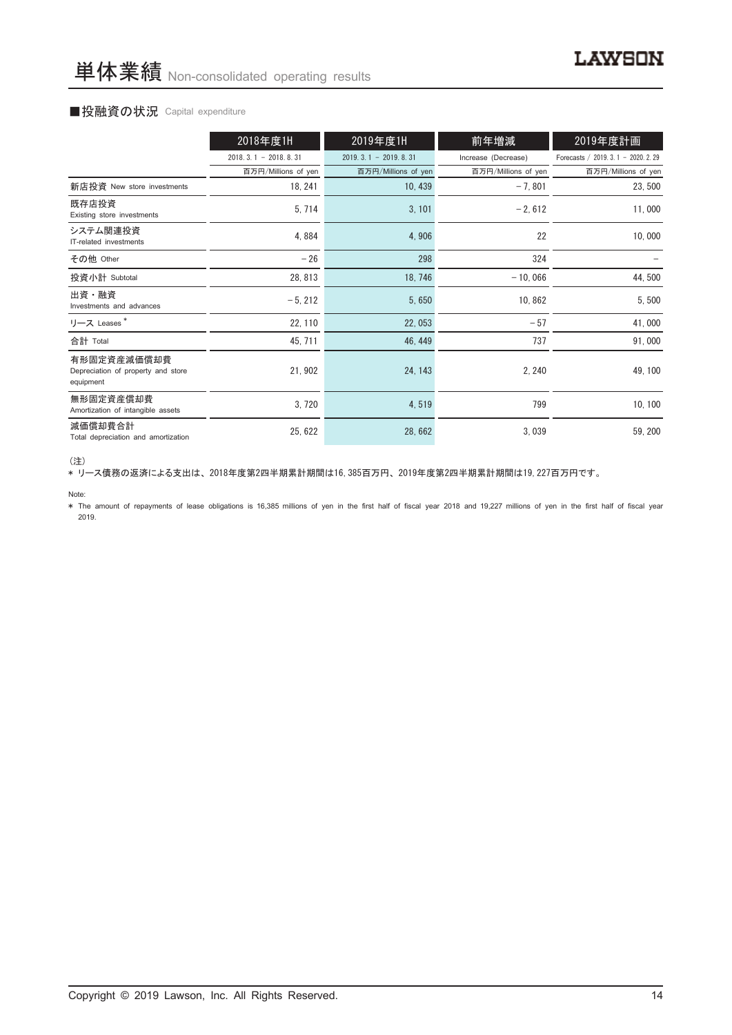# 単体業績 Non-consolidated operating results

## ■投融資の状況 Capital expenditure

| | 2018年度1H | 2019年度1H | 前年増減 | 2019年度計画 |
|---|---|---|---|---|
| | 2018. 3. 1 － 2018. 8. 31 | 2019. 3. 1 － 2019. 8. 31 | Increase (Decrease) | Forecasts / 2019. 3. 1 － 2020. 2. 29 |
| | 百万円/Millions of yen | 百万円/Millions of yen | 百万円/Millions of yen | 百万円/Millions of yen |
| 新店投資 New store investments | 18, 241 | 10, 439 | －7, 801 | 23, 500 |
| 既存店投資 Existing store investments | 5, 714 | 3, 101 | －2, 612 | 11, 000 |
| システム関連投資 IT-related investments | 4, 884 | 4, 906 | 22 | 10, 000 |
| その他 Other | －26 | 298 | 324 | － |
| 投資小計 Subtotal | 28, 813 | 18, 746 | －10, 066 | 44, 500 |
| 出資・融資 Investments and advances | －5, 212 | 5, 650 | 10, 862 | 5, 500 |
| リース Leases * | 22, 110 | 22, 053 | －57 | 41, 000 |
| 合計 Total | 45, 711 | 46, 449 | 737 | 91, 000 |
| 有形固定資産減価償却費 Depreciation of property and store equipment | 21, 902 | 24, 143 | 2, 240 | 49, 100 |
| 無形固定資産償却費 Amortization of intangible assets | 3, 720 | 4, 519 | 799 | 10, 100 |
| 減価償却費合計 Total depreciation and amortization | 25, 622 | 28, 662 | 3, 039 | 59, 200 |

（注）

* リース債務の返済による支出は、2018年度第2四半期累計期間は16, 385百万円、2019年度第2四半期累計期間は19, 227百万円です。

Note:

* The amount of repayments of lease obligations is 16,385 millions of yen in the first half of fiscal year 2018 and 19,227 millions of yen in the first half of fiscal year 2019.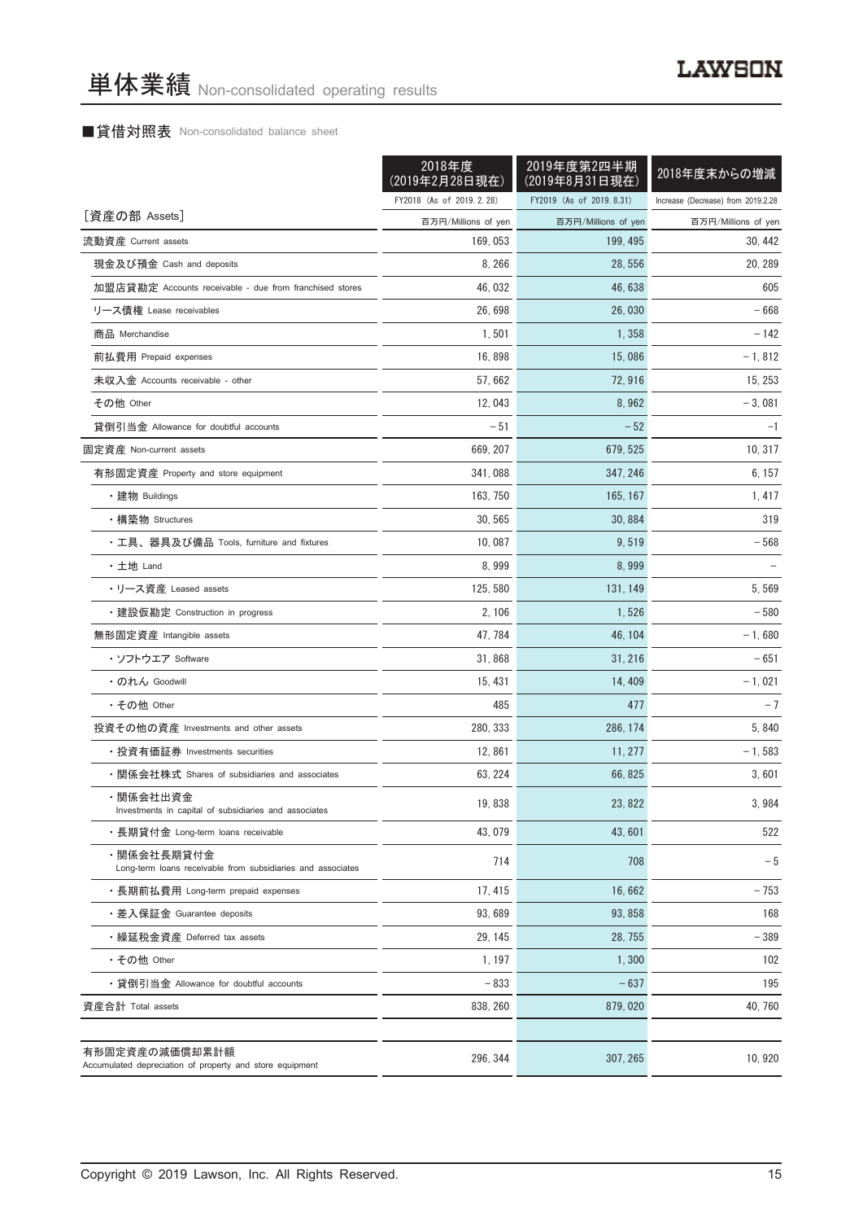# 単体業績 Non-consolidated operating results

## ■貸借対照表 Non-consolidated balance sheet

| [資産の部 Assets] | 2018年度(2019年2月28日現在) FY2018 (As of 2019.2.28) 百万円/Millions of yen | 2019年度第2四半期(2019年8月31日現在) FY2019 (As of 2019.8.31) 百万円/Millions of yen | 2018年度末からの増減 Increase (Decrease) from 2019.2.28 百万円/Millions of yen |
|---|---|---|---|
| 流動資産 Current assets | 169, 053 | 199, 495 | 30, 442 |
| 現金及び預金 Cash and deposits | 8, 266 | 28, 556 | 20, 289 |
| 加盟店貸勘定 Accounts receivable - due from franchised stores | 46, 032 | 46, 638 | 605 |
| リース債権 Lease receivables | 26, 698 | 26, 030 | －668 |
| 商品 Merchandise | 1, 501 | 1, 358 | －142 |
| 前払費用 Prepaid expenses | 16, 898 | 15, 086 | －1, 812 |
| 未収入金 Accounts receivable - other | 57, 662 | 72, 916 | 15, 253 |
| その他 Other | 12, 043 | 8, 962 | －3, 081 |
| 貸倒引当金 Allowance for doubtful accounts | －51 | －52 | −1 |
| 固定資産 Non-current assets | 669, 207 | 679, 525 | 10, 317 |
| 有形固定資産 Property and store equipment | 341, 088 | 347, 246 | 6, 157 |
| ・建物 Buildings | 163, 750 | 165, 167 | 1, 417 |
| ・構築物 Structures | 30, 565 | 30, 884 | 319 |
| ・工具、器具及び備品 Tools, furniture and fixtures | 10, 087 | 9, 519 | －568 |
| ・土地 Land | 8, 999 | 8, 999 | － |
| ・リース資産 Leased assets | 125, 580 | 131, 149 | 5, 569 |
| ・建設仮勘定 Construction in progress | 2, 106 | 1, 526 | －580 |
| 無形固定資産 Intangible assets | 47, 784 | 46, 104 | －1, 680 |
| ・ソフトウエア Software | 31, 868 | 31, 216 | －651 |
| ・のれん Goodwill | 15, 431 | 14, 409 | －1, 021 |
| ・その他 Other | 485 | 477 | －7 |
| 投資その他の資産 Investments and other assets | 280, 333 | 286, 174 | 5, 840 |
| ・投資有価証券 Investments securities | 12, 861 | 11, 277 | －1, 583 |
| ・関係会社株式 Shares of subsidiaries and associates | 63, 224 | 66, 825 | 3, 601 |
| ・関係会社出資金 Investments in capital of subsidiaries and associates | 19, 838 | 23, 822 | 3, 984 |
| ・長期貸付金 Long-term loans receivable | 43, 079 | 43, 601 | 522 |
| ・関係会社長期貸付金 Long-term loans receivable from subsidiaries and associates | 714 | 708 | －5 |
| ・長期前払費用 Long-term prepaid expenses | 17, 415 | 16, 662 | －753 |
| ・差入保証金 Guarantee deposits | 93, 689 | 93, 858 | 168 |
| ・繰延税金資産 Deferred tax assets | 29, 145 | 28, 755 | －389 |
| ・その他 Other | 1, 197 | 1, 300 | 102 |
| ・貸倒引当金 Allowance for doubtful accounts | －833 | －637 | 195 |
| 資産合計 Total assets | 838, 260 | 879, 020 | 40, 760 |
| 有形固定資産の減価償却累計額 Accumulated depreciation of property and store equipment | 296, 344 | 307, 265 | 10, 920 |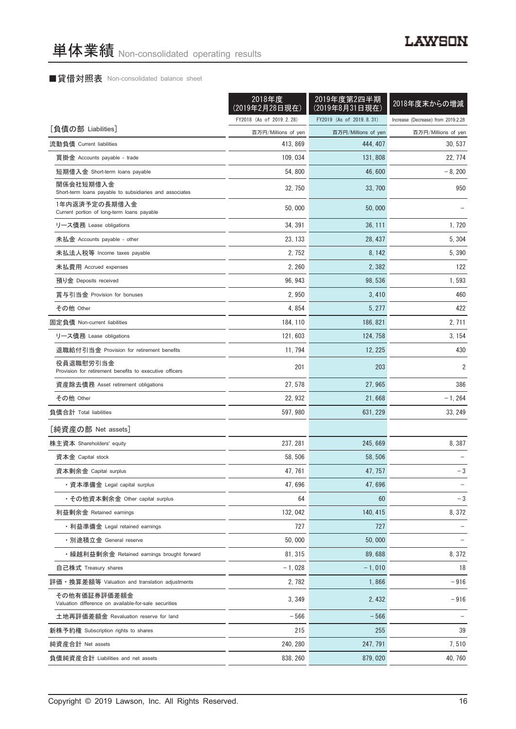# 単体業績 Non-consolidated operating results

## ■貸借対照表 Non-consolidated balance sheet

| | 2018年度（2019年2月28日現在） | 2019年度第2四半期（2019年8月31日現在） | 2018年度末からの増減 |
|---|---|---|---|
| | FY2018 (As of 2019.2.28) | FY2019 (As of 2019.8.31) | Increase (Decrease) from 2019.2.28 |
| ［負債の部 Liabilities］ | 百万円/Millions of yen | 百万円/Millions of yen | 百万円/Millions of yen |
| 流動負債 Current liabilities | 413,869 | 444,407 | 30,537 |
| 買掛金 Accounts payable - trade | 109,034 | 131,808 | 22,774 |
| 短期借入金 Short-term loans payable | 54,800 | 46,600 | −8,200 |
| 関係会社短期借入金 Short-term loans payable to subsidiaries and associates | 32,750 | 33,700 | 950 |
| 1年内返済予定の長期借入金 Current portion of long-term loans payable | 50,000 | 50,000 | − |
| リース債務 Lease obligations | 34,391 | 36,111 | 1,720 |
| 未払金 Accounts payable - other | 23,133 | 28,437 | 5,304 |
| 未払法人税等 Income taxes payable | 2,752 | 8,142 | 5,390 |
| 未払費用 Accrued expenses | 2,260 | 2,382 | 122 |
| 預り金 Deposits received | 96,943 | 98,536 | 1,593 |
| 賞与引当金 Provision for bonuses | 2,950 | 3,410 | 460 |
| その他 Other | 4,854 | 5,277 | 422 |
| 固定負債 Non-current liabilities | 184,110 | 186,821 | 2,711 |
| リース債務 Lease obligations | 121,603 | 124,758 | 3,154 |
| 退職給付引当金 Provision for retirement benefits | 11,794 | 12,225 | 430 |
| 役員退職慰労引当金 Provision for retirement benefits to executive officers | 201 | 203 | 2 |
| 資産除去債務 Asset retirement obligations | 27,578 | 27,965 | 386 |
| その他 Other | 22,932 | 21,668 | −1,264 |
| 負債合計 Total liabilities | 597,980 | 631,229 | 33,249 |
| ［純資産の部 Net assets］ | | | |
| 株主資本 Shareholders' equity | 237,281 | 245,669 | 8,387 |
| 資本金 Capital stock | 58,506 | 58,506 | − |
| 資本剰余金 Capital surplus | 47,761 | 47,757 | −3 |
| ・資本準備金 Legal capital surplus | 47,696 | 47,696 | − |
| ・その他資本剰余金 Other capital surplus | 64 | 60 | −3 |
| 利益剰余金 Retained earnings | 132,042 | 140,415 | 8,372 |
| ・利益準備金 Legal retained earnings | 727 | 727 | − |
| ・別途積立金 General reserve | 50,000 | 50,000 | − |
| ・繰越利益剰余金 Retained earnings brought forward | 81,315 | 89,688 | 8,372 |
| 自己株式 Treasury shares | −1,028 | −1,010 | 18 |
| 評価・換算差額等 Valuation and translation adjustments | 2,782 | 1,866 | −916 |
| その他有価証券評価差額金 Valuation difference on available-for-sale securities | 3,349 | 2,432 | −916 |
| 土地再評価差額金 Revaluation reserve for land | −566 | −566 | − |
| 新株予約権 Subscription rights to shares | 215 | 255 | 39 |
| 純資産合計 Net assets | 240,280 | 247,791 | 7,510 |
| 負債純資産合計 Liabilities and net assets | 838,260 | 879,020 | 40,760 |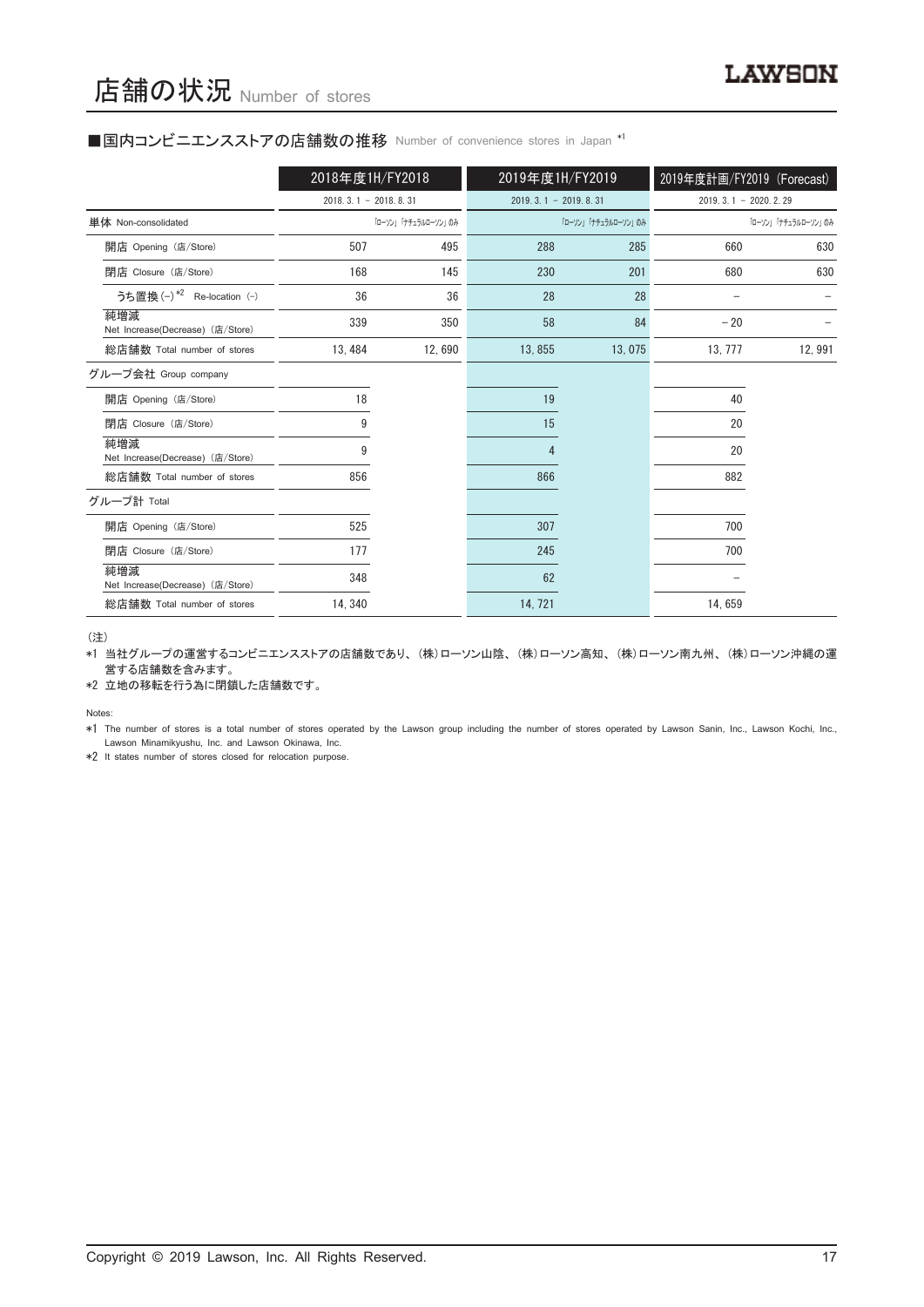# 店舗の状況 Number of stores

## ■国内コンビニエンスストアの店舗数の推移 Number of convenience stores in Japan *1

| | 2018年度1H/FY2018 | | 2019年度1H/FY2019 | | 2019年度計画/FY2019 (Forecast) | |
|---|---|---|---|---|---|---|
| | 2018. 3. 1 － 2018. 8. 31 | | 2019. 3. 1 － 2019. 8. 31 | | 2019. 3. 1 － 2020. 2. 29 | |
| 単体 Non-consolidated | | 「ローソン」「ナチュラルローソン」のみ | | 「ローソン」「ナチュラルローソン」のみ | | 「ローソン」「ナチュラルローソン」のみ |
| 開店 Opening (店/Store) | 507 | 495 | 288 | 285 | 660 | 630 |
| 閉店 Closure (店/Store) | 168 | 145 | 230 | 201 | 680 | 630 |
| うち置換 (–) *2 Re-location (–) | 36 | 36 | 28 | 28 | – | – |
| 純増減 Net Increase(Decrease) (店/Store) | 339 | 350 | 58 | 84 | – 20 | – |
| 総店舗数 Total number of stores | 13, 484 | 12, 690 | 13, 855 | 13, 075 | 13, 777 | 12, 991 |
| グループ会社 Group company | | | | | | |
| 開店 Opening (店/Store) | 18 | | 19 | | 40 | |
| 閉店 Closure (店/Store) | 9 | | 15 | | 20 | |
| 純増減 Net Increase(Decrease) (店/Store) | 9 | | 4 | | 20 | |
| 総店舗数 Total number of stores | 856 | | 866 | | 882 | |
| グループ計 Total | | | | | | |
| 開店 Opening (店/Store) | 525 | | 307 | | 700 | |
| 閉店 Closure (店/Store) | 177 | | 245 | | 700 | |
| 純増減 Net Increase(Decrease) (店/Store) | 348 | | 62 | | – | |
| 総店舗数 Total number of stores | 14, 340 | | 14, 721 | | 14, 659 | |

(注)

*1 当社グループの運営するコンビニエンスストアの店舗数であり、(株)ローソン山陰、(株)ローソン高知、(株)ローソン南九州、(株)ローソン沖縄の運営する店舗数を含みます。

*2 立地の移転を行う為に閉鎖した店舗数です。

Notes:

*1 The number of stores is a total number of stores operated by the Lawson group including the number of stores operated by Lawson Sanin, Inc., Lawson Kochi, Inc., Lawson Minamikyushu, Inc. and Lawson Okinawa, Inc.

*2 It states number of stores closed for relocation purpose.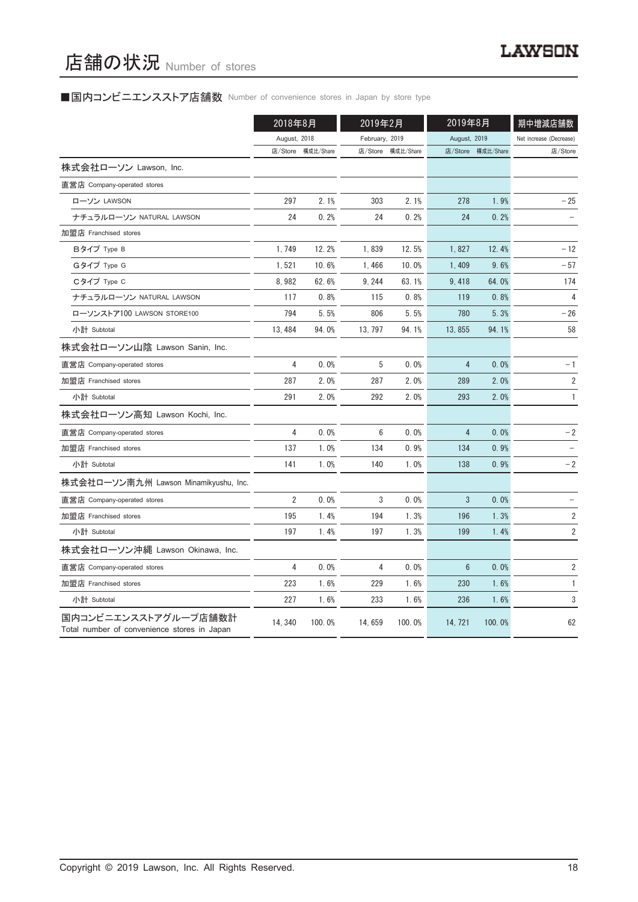# 店舗の状況 Number of stores

## ■国内コンビニエンスストア店舗数 Number of convenience stores in Japan by store type

| | 2018年8月 August, 2018 | | 2019年2月 February, 2019 | | 2019年8月 August, 2019 | | 期中増減店舗数 Net increase (Decrease) |
|---|---|---|---|---|---|---|---|
| | 店/Store | 構成比/Share | 店/Store | 構成比/Share | 店/Store | 構成比/Share | 店/Store |
| **株式会社ローソン Lawson, Inc.** | | | | | | | |
| 直営店 Company-operated stores | | | | | | | |
| ローソン LAWSON | 297 | 2.1% | 303 | 2.1% | 278 | 1.9% | −25 |
| ナチュラルローソン NATURAL LAWSON | 24 | 0.2% | 24 | 0.2% | 24 | 0.2% | − |
| 加盟店 Franchised stores | | | | | | | |
| Bタイプ Type B | 1,749 | 12.2% | 1,839 | 12.5% | 1,827 | 12.4% | −12 |
| Gタイプ Type G | 1,521 | 10.6% | 1,466 | 10.0% | 1,409 | 9.6% | −57 |
| Cタイプ Type C | 8,982 | 62.6% | 9,244 | 63.1% | 9,418 | 64.0% | 174 |
| ナチュラルローソン NATURAL LAWSON | 117 | 0.8% | 115 | 0.8% | 119 | 0.8% | 4 |
| ローソンストア100 LAWSON STORE100 | 794 | 5.5% | 806 | 5.5% | 780 | 5.3% | −26 |
| 小計 Subtotal | 13,484 | 94.0% | 13,797 | 94.1% | 13,855 | 94.1% | 58 |
| **株式会社ローソン山陰 Lawson Sanin, Inc.** | | | | | | | |
| 直営店 Company-operated stores | 4 | 0.0% | 5 | 0.0% | 4 | 0.0% | −1 |
| 加盟店 Franchised stores | 287 | 2.0% | 287 | 2.0% | 289 | 2.0% | 2 |
| 小計 Subtotal | 291 | 2.0% | 292 | 2.0% | 293 | 2.0% | 1 |
| **株式会社ローソン高知 Lawson Kochi, Inc.** | | | | | | | |
| 直営店 Company-operated stores | 4 | 0.0% | 6 | 0.0% | 4 | 0.0% | −2 |
| 加盟店 Franchised stores | 137 | 1.0% | 134 | 0.9% | 134 | 0.9% | − |
| 小計 Subtotal | 141 | 1.0% | 140 | 1.0% | 138 | 0.9% | −2 |
| **株式会社ローソン南九州 Lawson Minamikyushu, Inc.** | | | | | | | |
| 直営店 Company-operated stores | 2 | 0.0% | 3 | 0.0% | 3 | 0.0% | − |
| 加盟店 Franchised stores | 195 | 1.4% | 194 | 1.3% | 196 | 1.3% | 2 |
| 小計 Subtotal | 197 | 1.4% | 197 | 1.3% | 199 | 1.4% | 2 |
| **株式会社ローソン沖縄 Lawson Okinawa, Inc.** | | | | | | | |
| 直営店 Company-operated stores | 4 | 0.0% | 4 | 0.0% | 6 | 0.0% | 2 |
| 加盟店 Franchised stores | 223 | 1.6% | 229 | 1.6% | 230 | 1.6% | 1 |
| 小計 Subtotal | 227 | 1.6% | 233 | 1.6% | 236 | 1.6% | 3 |
| 国内コンビニエンスストアグループ店舗数計 Total number of convenience stores in Japan | 14,340 | 100.0% | 14,659 | 100.0% | 14,721 | 100.0% | 62 |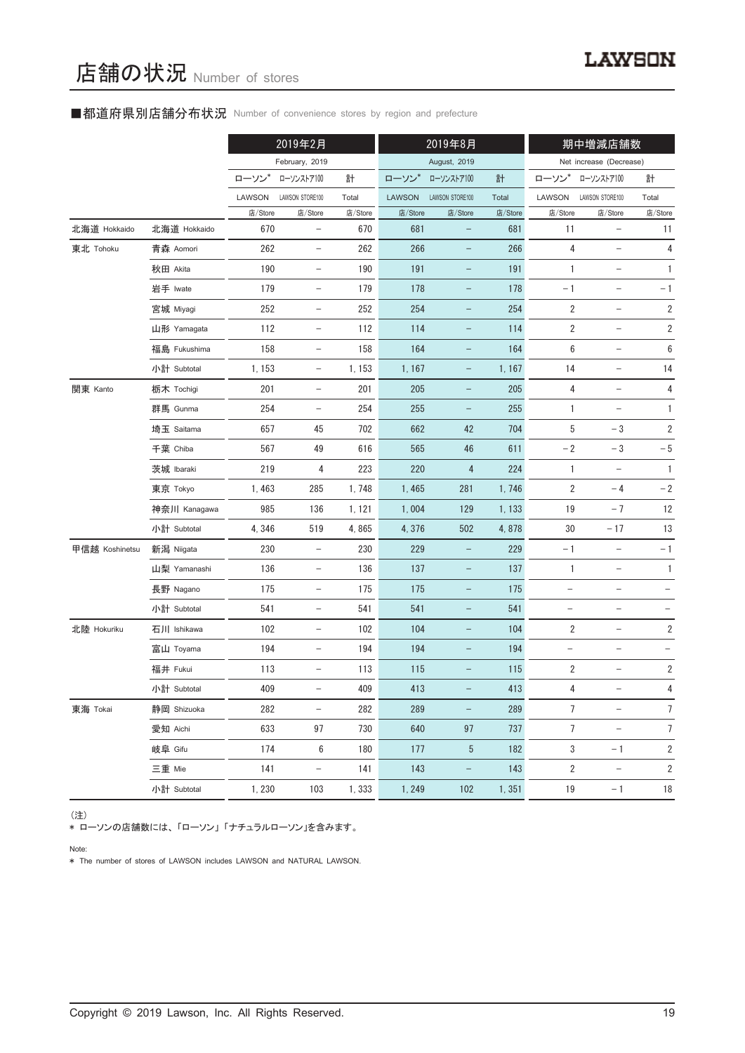# 店舗の状況 Number of stores

## ■都道府県別店舗分布状況 Number of convenience stores by region and prefecture

| | | 2019年2月 February, 2019 | | | 2019年8月 August, 2019 | | | 期中増減店舗数 Net increase (Decrease) | | |
|---|---|---|---|---|---|---|---|---|---|---|
| | | ローソン* LAWSON | ローソンストア100 LAWSON STORE100 | 計 Total | ローソン* LAWSON | ローソンストア100 LAWSON STORE100 | 計 Total | ローソン* LAWSON | ローソンストア100 LAWSON STORE100 | 計 Total |
| | | 店/Store | 店/Store | 店/Store | 店/Store | 店/Store | 店/Store | 店/Store | 店/Store | 店/Store |
| 北海道 Hokkaido | 北海道 Hokkaido | 670 | – | 670 | 681 | – | 681 | 11 | – | 11 |
| 東北 Tohoku | 青森 Aomori | 262 | – | 262 | 266 | – | 266 | 4 | – | 4 |
| | 秋田 Akita | 190 | – | 190 | 191 | – | 191 | 1 | – | 1 |
| | 岩手 Iwate | 179 | – | 179 | 178 | – | 178 | – 1 | – | – 1 |
| | 宮城 Miyagi | 252 | – | 252 | 254 | – | 254 | 2 | – | 2 |
| | 山形 Yamagata | 112 | – | 112 | 114 | – | 114 | 2 | – | 2 |
| | 福島 Fukushima | 158 | – | 158 | 164 | – | 164 | 6 | – | 6 |
| | 小計 Subtotal | 1, 153 | – | 1, 153 | 1, 167 | – | 1, 167 | 14 | – | 14 |
| 関東 Kanto | 栃木 Tochigi | 201 | – | 201 | 205 | – | 205 | 4 | – | 4 |
| | 群馬 Gunma | 254 | – | 254 | 255 | – | 255 | 1 | – | 1 |
| | 埼玉 Saitama | 657 | 45 | 702 | 662 | 42 | 704 | 5 | – 3 | 2 |
| | 千葉 Chiba | 567 | 49 | 616 | 565 | 46 | 611 | – 2 | – 3 | – 5 |
| | 茨城 Ibaraki | 219 | 4 | 223 | 220 | 4 | 224 | 1 | – | 1 |
| | 東京 Tokyo | 1, 463 | 285 | 1, 748 | 1, 465 | 281 | 1, 746 | 2 | – 4 | – 2 |
| | 神奈川 Kanagawa | 985 | 136 | 1, 121 | 1, 004 | 129 | 1, 133 | 19 | – 7 | 12 |
| | 小計 Subtotal | 4, 346 | 519 | 4, 865 | 4, 376 | 502 | 4, 878 | 30 | – 17 | 13 |
| 甲信越 Koshinetsu | 新潟 Niigata | 230 | – | 230 | 229 | – | 229 | – 1 | – | – 1 |
| | 山梨 Yamanashi | 136 | – | 136 | 137 | – | 137 | 1 | – | 1 |
| | 長野 Nagano | 175 | – | 175 | 175 | – | 175 | – | – | – |
| | 小計 Subtotal | 541 | – | 541 | 541 | – | 541 | – | – | – |
| 北陸 Hokuriku | 石川 Ishikawa | 102 | – | 102 | 104 | – | 104 | 2 | – | 2 |
| | 富山 Toyama | 194 | – | 194 | 194 | – | 194 | – | – | – |
| | 福井 Fukui | 113 | – | 113 | 115 | – | 115 | 2 | – | 2 |
| | 小計 Subtotal | 409 | – | 409 | 413 | – | 413 | 4 | – | 4 |
| 東海 Tokai | 静岡 Shizuoka | 282 | – | 282 | 289 | – | 289 | 7 | – | 7 |
| | 愛知 Aichi | 633 | 97 | 730 | 640 | 97 | 737 | 7 | – | 7 |
| | 岐阜 Gifu | 174 | 6 | 180 | 177 | 5 | 182 | 3 | – 1 | 2 |
| | 三重 Mie | 141 | – | 141 | 143 | – | 143 | 2 | – | 2 |
| | 小計 Subtotal | 1, 230 | 103 | 1, 333 | 1, 249 | 102 | 1, 351 | 19 | – 1 | 18 |

（注）
* ローソンの店舗数には、「ローソン」「ナチュラルローソン」を含みます。

Note:
* The number of stores of LAWSON includes LAWSON and NATURAL LAWSON.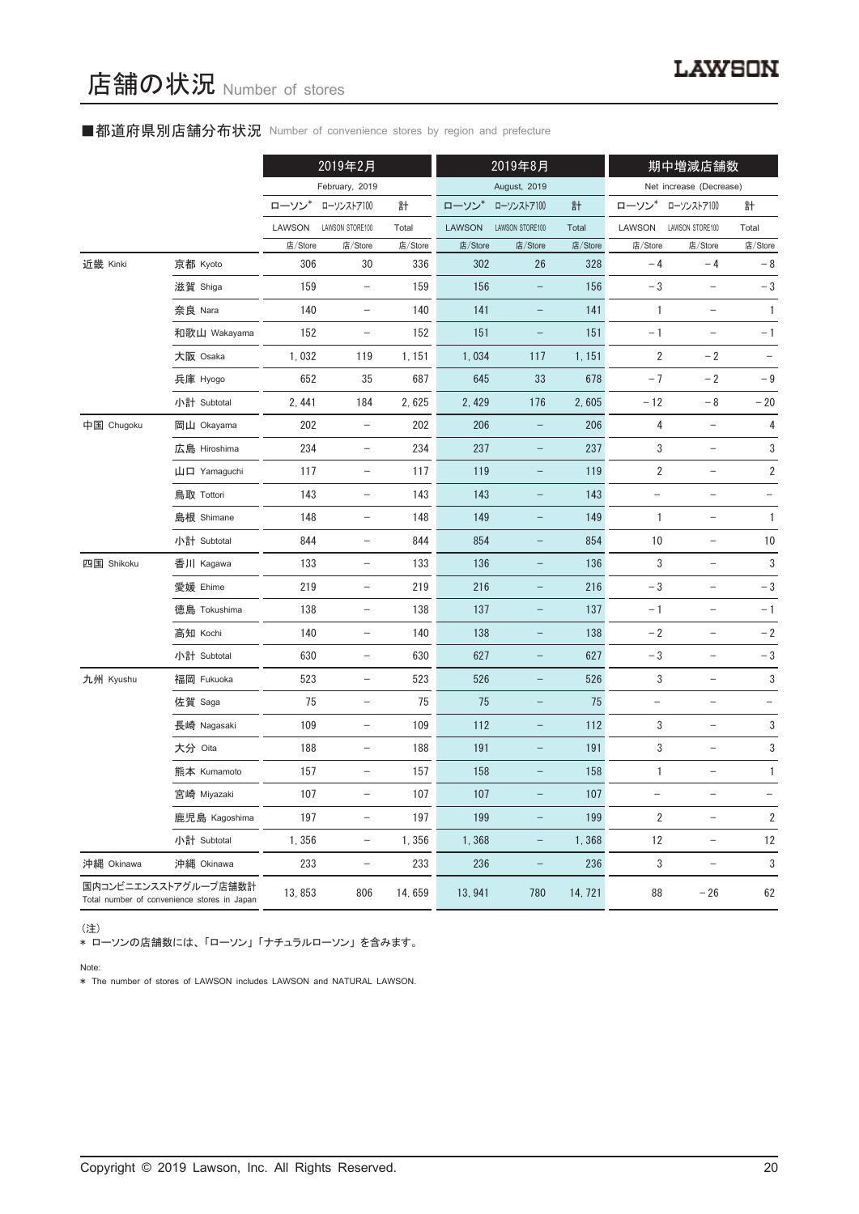# 店舗の状況 Number of stores

## ■都道府県別店舗分布状況 Number of convenience stores by region and prefecture

| | | 2019年2月 | | | 2019年8月 | | | 期中増減店舗数 | | |
|---|---|---|---|---|---|---|---|---|---|---|
| | | February, 2019 | | | August, 2019 | | | Net increase (Decrease) | | |
| | | ローソン* | ローソンストア100 | 計 | ローソン* | ローソンストア100 | 計 | ローソン* | ローソンストア100 | 計 |
| | | LAWSON | LAWSON STORE100 | Total | LAWSON | LAWSON STORE100 | Total | LAWSON | LAWSON STORE100 | Total |
| | | 店/Store | 店/Store | 店/Store | 店/Store | 店/Store | 店/Store | 店/Store | 店/Store | 店/Store |
| 近畿 Kinki | 京都 Kyoto | 306 | 30 | 336 | 302 | 26 | 328 | −4 | −4 | −8 |
| | 滋賀 Shiga | 159 | − | 159 | 156 | − | 156 | −3 | − | −3 |
| | 奈良 Nara | 140 | − | 140 | 141 | − | 141 | 1 | − | 1 |
| | 和歌山 Wakayama | 152 | − | 152 | 151 | − | 151 | −1 | − | −1 |
| | 大阪 Osaka | 1, 032 | 119 | 1, 151 | 1, 034 | 117 | 1, 151 | 2 | −2 | − |
| | 兵庫 Hyogo | 652 | 35 | 687 | 645 | 33 | 678 | −7 | −2 | −9 |
| | 小計 Subtotal | 2, 441 | 184 | 2, 625 | 2, 429 | 176 | 2, 605 | −12 | −8 | −20 |
| 中国 Chugoku | 岡山 Okayama | 202 | − | 202 | 206 | − | 206 | 4 | − | 4 |
| | 広島 Hiroshima | 234 | − | 234 | 237 | − | 237 | 3 | − | 3 |
| | 山口 Yamaguchi | 117 | − | 117 | 119 | − | 119 | 2 | − | 2 |
| | 鳥取 Tottori | 143 | − | 143 | 143 | − | 143 | − | − | − |
| | 島根 Shimane | 148 | − | 148 | 149 | − | 149 | 1 | − | 1 |
| | 小計 Subtotal | 844 | − | 844 | 854 | − | 854 | 10 | − | 10 |
| 四国 Shikoku | 香川 Kagawa | 133 | − | 133 | 136 | − | 136 | 3 | − | 3 |
| | 愛媛 Ehime | 219 | − | 219 | 216 | − | 216 | −3 | − | −3 |
| | 徳島 Tokushima | 138 | − | 138 | 137 | − | 137 | −1 | − | −1 |
| | 高知 Kochi | 140 | − | 140 | 138 | − | 138 | −2 | − | −2 |
| | 小計 Subtotal | 630 | − | 630 | 627 | − | 627 | −3 | − | −3 |
| 九州 Kyushu | 福岡 Fukuoka | 523 | − | 523 | 526 | − | 526 | 3 | − | 3 |
| | 佐賀 Saga | 75 | − | 75 | 75 | − | 75 | − | − | − |
| | 長崎 Nagasaki | 109 | − | 109 | 112 | − | 112 | 3 | − | 3 |
| | 大分 Oita | 188 | − | 188 | 191 | − | 191 | 3 | − | 3 |
| | 熊本 Kumamoto | 157 | − | 157 | 158 | − | 158 | 1 | − | 1 |
| | 宮崎 Miyazaki | 107 | − | 107 | 107 | − | 107 | − | − | − |
| | 鹿児島 Kagoshima | 197 | − | 197 | 199 | − | 199 | 2 | − | 2 |
| | 小計 Subtotal | 1, 356 | − | 1, 356 | 1, 368 | − | 1, 368 | 12 | − | 12 |
| 沖縄 Okinawa | 沖縄 Okinawa | 233 | − | 233 | 236 | − | 236 | 3 | − | 3 |
| 国内コンビニエンスストアグループ店舗数計 Total number of convenience stores in Japan | | 13, 853 | 806 | 14, 659 | 13, 941 | 780 | 14, 721 | 88 | −26 | 62 |

（注）
＊ ローソンの店舗数には、「ローソン」「ナチュラルローソン」を含みます。

Note:
* The number of stores of LAWSON includes LAWSON and NATURAL LAWSON.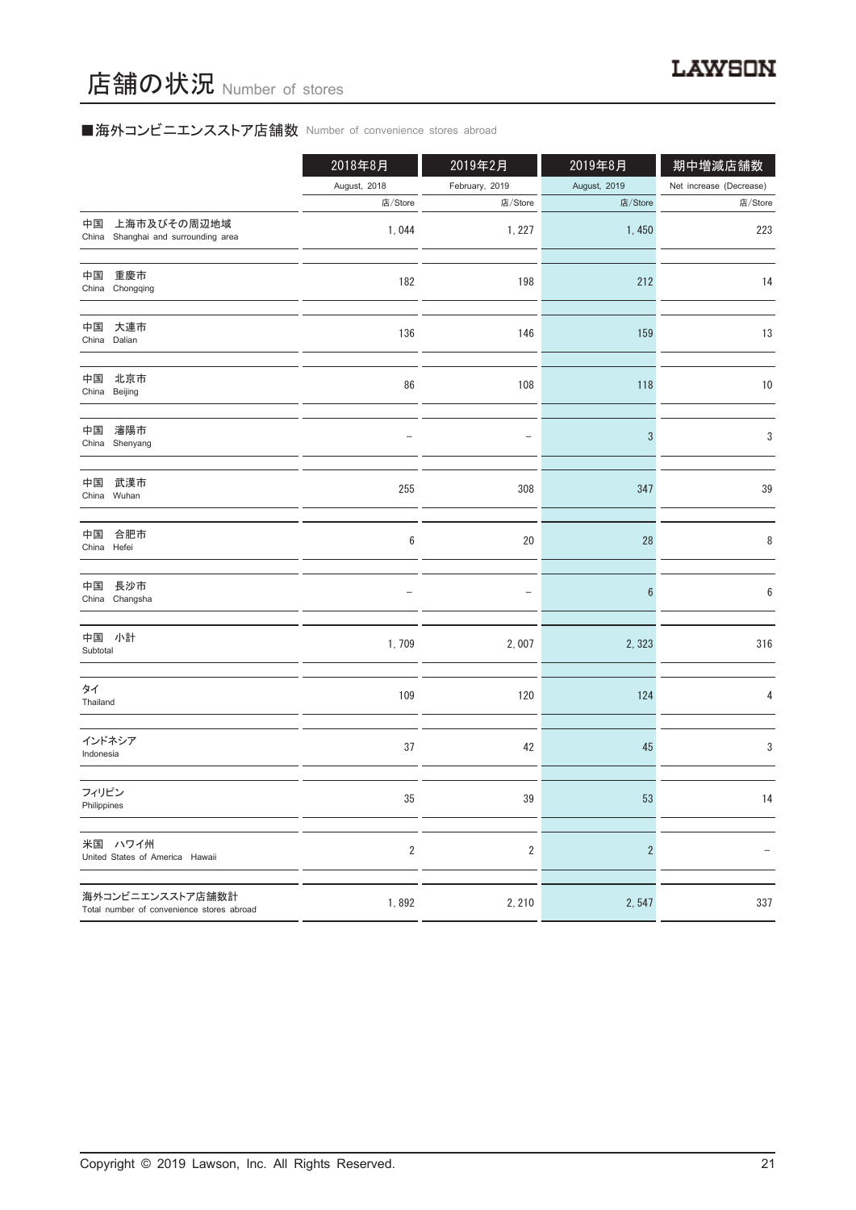# 店舗の状況 Number of stores

## ■海外コンビニエンスストア店舗数 Number of convenience stores abroad

| | 2018年8月<br>August, 2018<br>店/Store | 2019年2月<br>February, 2019<br>店/Store | 2019年8月<br>August, 2019<br>店/Store | 期中増減店舗数<br>Net increase (Decrease)<br>店/Store |
|---|---|---|---|---|
| 中国　上海市及びその周辺地域<br>China　Shanghai and surrounding area | 1, 044 | 1, 227 | 1, 450 | 223 |
| 中国　重慶市<br>China　Chongqing | 182 | 198 | 212 | 14 |
| 中国　大連市<br>China　Dalian | 136 | 146 | 159 | 13 |
| 中国　北京市<br>China　Beijing | 86 | 108 | 118 | 10 |
| 中国　瀋陽市<br>China　Shenyang | – | – | 3 | 3 |
| 中国　武漢市<br>China　Wuhan | 255 | 308 | 347 | 39 |
| 中国　合肥市<br>China　Hefei | 6 | 20 | 28 | 8 |
| 中国　長沙市<br>China　Changsha | – | – | 6 | 6 |
| 中国　小計<br>Subtotal | 1, 709 | 2, 007 | 2, 323 | 316 |
| タイ<br>Thailand | 109 | 120 | 124 | 4 |
| インドネシア<br>Indonesia | 37 | 42 | 45 | 3 |
| フィリピン<br>Philippines | 35 | 39 | 53 | 14 |
| 米国　ハワイ州<br>United States of America　Hawaii | 2 | 2 | 2 | – |
| 海外コンビニエンスストア店舗数計<br>Total number of convenience stores abroad | 1, 892 | 2, 210 | 2, 547 | 337 |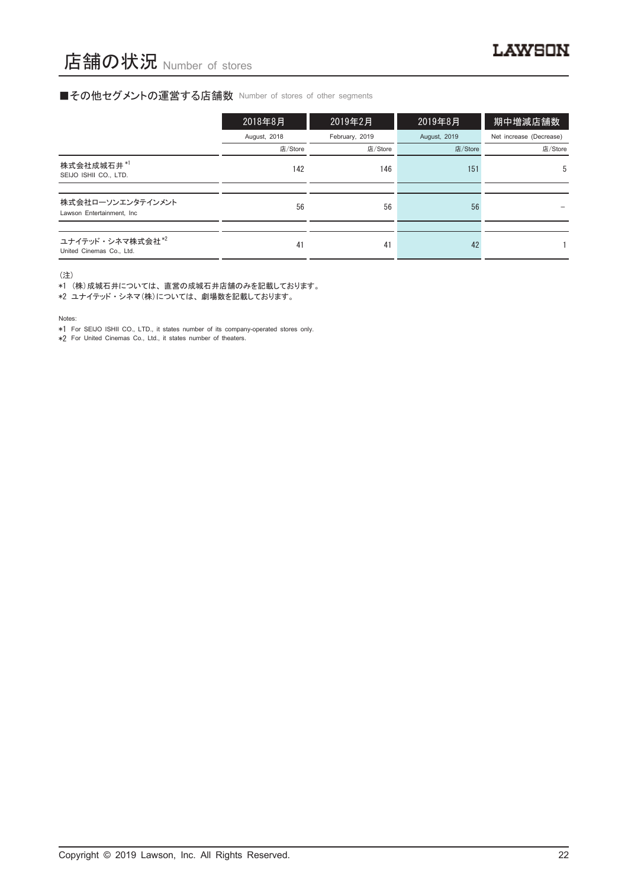# 店舗の状況 Number of stores

## ■その他セグメントの運営する店舗数 Number of stores of other segments

| | 2018年8月<br>August, 2018<br>店/Store | 2019年2月<br>February, 2019<br>店/Store | 2019年8月<br>August, 2019<br>店/Store | 期中増減店舗数<br>Net increase (Decrease)<br>店/Store |
|---|---|---|---|---|
| 株式会社成城石井 *1<br>SEIJO ISHII CO., LTD. | 142 | 146 | 151 | 5 |
| 株式会社ローソンエンタテインメント<br>Lawson Entertainment, Inc | 56 | 56 | 56 | – |
| ユナイテッド・シネマ株式会社 *2<br>United Cinemas Co., Ltd. | 41 | 41 | 42 | 1 |

（注）
*1 （株）成城石井については、直営の成城石井店舗のみを記載しております。
*2 ユナイテッド・シネマ（株）については、劇場数を記載しております。

Notes:
*1 For SEIJO ISHII CO., LTD., it states number of its company-operated stores only.
*2 For United Cinemas Co., Ltd., it states number of theaters.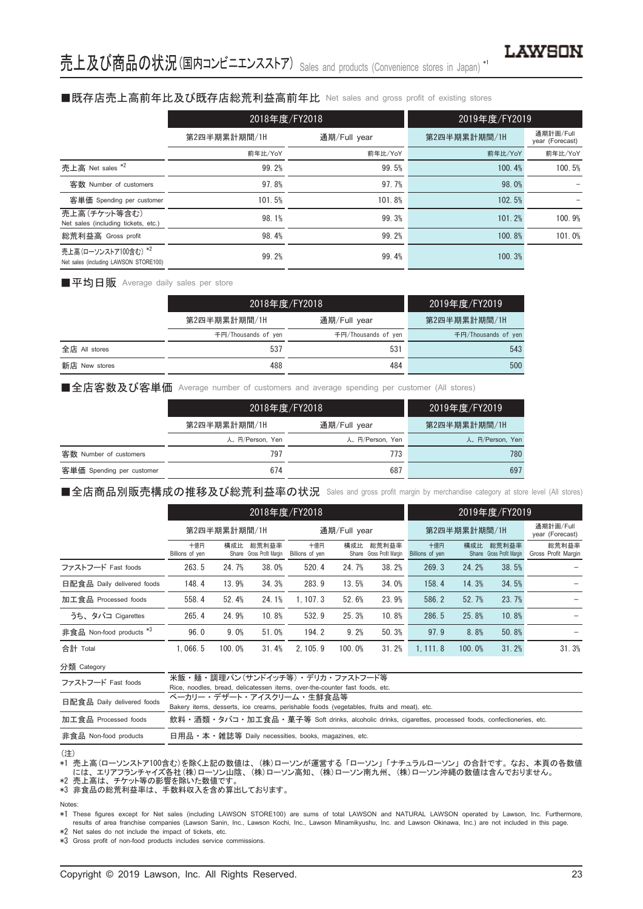# 売上及び商品の状況(国内コンビニエンスストア) Sales and products (Convenience stores in Japan) *1

## ■既存店売上高前年比及び既存店総荒利益高前年比 Net sales and gross profit of existing stores

| | 2018年度/FY2018 | | 2019年度/FY2019 | |
|---|---|---|---|---|
| | 第2四半期累計期間/1H | 通期/Full year | 第2四半期累計期間/1H | 通期計画/Full year (Forecast) |
| | 前年比/YoY | 前年比/YoY | 前年比/YoY | 前年比/YoY |
| 売上高 Net sales *2 | 99.2% | 99.5% | 100.4% | 100.5% |
| 客数 Number of customers | 97.8% | 97.7% | 98.0% | – |
| 客単価 Spending per customer | 101.5% | 101.8% | 102.5% | – |
| 売上高(チケット等含む) Net sales (including tickets, etc.) | 98.1% | 99.3% | 101.2% | 100.9% |
| 総荒利益高 Gross profit | 98.4% | 99.2% | 100.8% | 101.0% |
| 売上高(ローソンストア100含む) *2 Net sales (including LAWSON STORE100) | 99.2% | 99.4% | 100.3% | |

## ■平均日販 Average daily sales per store

| | 2018年度/FY2018 | | 2019年度/FY2019 |
|---|---|---|---|
| | 第2四半期累計期間/1H | 通期/Full year | 第2四半期累計期間/1H |
| | 千円/Thousands of yen | 千円/Thousands of yen | 千円/Thousands of yen |
| 全店 All stores | 537 | 531 | 543 |
| 新店 New stores | 488 | 484 | 500 |

## ■全店客数及び客単価 Average number of customers and average spending per customer (All stores)

| | 2018年度/FY2018 | | 2019年度/FY2019 |
|---|---|---|---|
| | 第2四半期累計期間/1H | 通期/Full year | 第2四半期累計期間/1H |
| | 人、円/Person, Yen | 人、円/Person, Yen | 人、円/Person, Yen |
| 客数 Number of customers | 797 | 773 | 780 |
| 客単価 Spending per customer | 674 | 687 | 697 |

## ■全店商品別販売構成の推移及び総荒利益率の状況 Sales and gross profit margin by merchandise category at store level (All stores)

| | 2018年度/FY2018 | | | | | | 2019年度/FY2019 | | | |
|---|---|---|---|---|---|---|---|---|---|---|
| | 第2四半期累計期間/1H | | | 通期/Full year | | | 第2四半期累計期間/1H | | | 通期計画/Full year (Forecast) |
| | 十億円 Billions of yen | 構成比 Share | 総荒利益率 Gross Profit Margin | 十億円 Billions of yen | 構成比 Share | 総荒利益率 Gross Profit Margin | 十億円 Billions of yen | 構成比 Share | 総荒利益率 Gross Profit Margin | 総荒利益率 Gross Profit Margin |
| ファストフード Fast foods | 263.5 | 24.7% | 38.0% | 520.4 | 24.7% | 38.2% | 269.3 | 24.2% | 38.5% | – |
| 日配食品 Daily delivered foods | 148.4 | 13.9% | 34.3% | 283.9 | 13.5% | 34.0% | 158.4 | 14.3% | 34.5% | – |
| 加工食品 Processed foods | 558.4 | 52.4% | 24.1% | 1,107.3 | 52.6% | 23.9% | 586.2 | 52.7% | 23.7% | – |
| うち、タバコ Cigarettes | 265.4 | 24.9% | 10.8% | 532.9 | 25.3% | 10.8% | 286.5 | 25.8% | 10.8% | – |
| 非食品 Non-food products *3 | 96.0 | 9.0% | 51.0% | 194.2 | 9.2% | 50.3% | 97.9 | 8.8% | 50.8% | – |
| 合計 Total | 1,066.5 | 100.0% | 31.4% | 2,105.9 | 100.0% | 31.2% | 1,111.8 | 100.0% | 31.2% | 31.3% |

| 分類 Category | |
|---|---|
| ファストフード Fast foods | 米飯・麺・調理パン(サンドイッチ等)・デリカ・ファストフード等 Rice, noodles, bread, delicatessen items, over-the-counter fast foods, etc. |
| 日配食品 Daily delivered foods | ベーカリー・デザート・アイスクリーム・生鮮食品等 Bakery items, desserts, ice creams, perishable foods (vegetables, fruits and meat), etc. |
| 加工食品 Processed foods | 飲料・酒類・タバコ・加工食品・菓子等 Soft drinks, alcoholic drinks, cigarettes, processed foods, confectioneries, etc. |
| 非食品 Non-food products | 日用品・本・雑誌等 Daily necessities, books, magazines, etc. |

(注)
*1 売上高(ローソンストア100含む)を除く上記の数値は、(株)ローソンが運営する「ローソン」「ナチュラルローソン」の合計です。なお、本頁の各数値には、エリアフランチャイズ各社(株)ローソン山陰、(株)ローソン高知、(株)ローソン南九州、(株)ローソン沖縄の数値は含んでおりません。
*2 売上高は、チケット等の影響を除いた数値です。
*3 非食品の総荒利益率は、手数料収入を含め算出しております。

Notes:
*1 These figures except for Net sales (including LAWSON STORE100) are sums of total LAWSON and NATURAL LAWSON operated by Lawson, Inc. Furthermore, results of area franchise companies (Lawson Sanin, Inc., Lawson Kochi, Inc., Lawson Minamikyushu, Inc. and Lawson Okinawa, Inc.) are not included in this page.
*2 Net sales do not include the impact of tickets, etc.
*3 Gross profit of non-food products includes service commissions.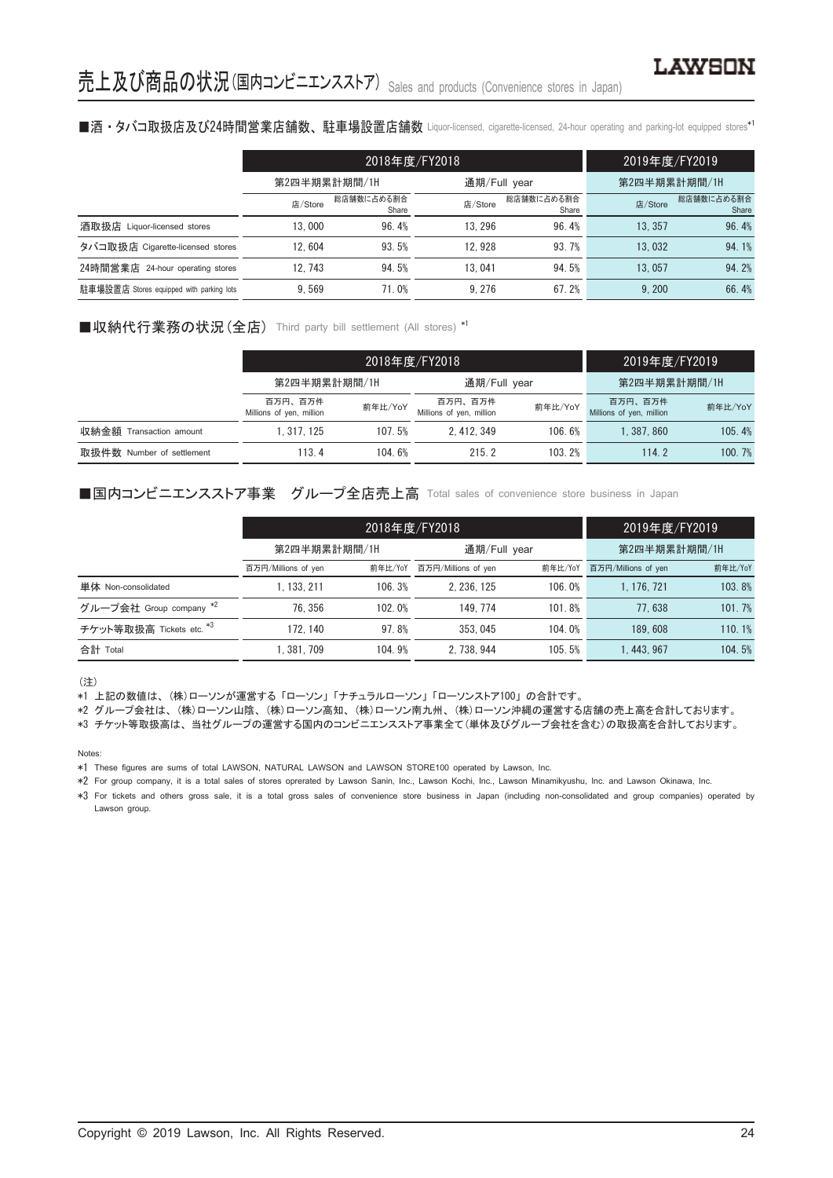# 売上及び商品の状況(国内コンビニエンスストア) Sales and products (Convenience stores in Japan)

## ■酒・タバコ取扱店及び24時間営業店舗数、駐車場設置店舗数 Liquor-licensed, cigarette-licensed, 24-hour operating and parking-lot equipped stores*1

| | 2018年度/FY2018 | | | | 2019年度/FY2019 | |
|---|---|---|---|---|---|---|
| | 第2四半期累計期間/1H | | 通期/Full year | | 第2四半期累計期間/1H | |
| | 店/Store | 総店舗数に占める割合 Share | 店/Store | 総店舗数に占める割合 Share | 店/Store | 総店舗数に占める割合 Share |
| 酒取扱店 Liquor-licensed stores | 13, 000 | 96. 4% | 13, 296 | 96. 4% | 13, 357 | 96. 4% |
| タバコ取扱店 Cigarette-licensed stores | 12, 604 | 93. 5% | 12, 928 | 93. 7% | 13, 032 | 94. 1% |
| 24時間営業店 24-hour operating stores | 12, 743 | 94. 5% | 13, 041 | 94. 5% | 13, 057 | 94. 2% |
| 駐車場設置店 Stores equipped with parking lots | 9, 569 | 71. 0% | 9, 276 | 67. 2% | 9, 200 | 66. 4% |

## ■収納代行業務の状況(全店) Third party bill settlement (All stores) *1

| | 2018年度/FY2018 | | | | 2019年度/FY2019 | |
|---|---|---|---|---|---|---|
| | 第2四半期累計期間/1H | | 通期/Full year | | 第2四半期累計期間/1H | |
| | 百万円、百万件 Millions of yen, million | 前年比/YoY | 百万円、百万件 Millions of yen, million | 前年比/YoY | 百万円、百万件 Millions of yen, million | 前年比/YoY |
| 収納金額 Transaction amount | 1, 317, 125 | 107. 5% | 2, 412, 349 | 106. 6% | 1, 387, 860 | 105. 4% |
| 取扱件数 Number of settlement | 113. 4 | 104. 6% | 215. 2 | 103. 2% | 114. 2 | 100. 7% |

## ■国内コンビニエンスストア事業　グループ全店売上高 Total sales of convenience store business in Japan

| | 2018年度/FY2018 | | | | 2019年度/FY2019 | |
|---|---|---|---|---|---|---|
| | 第2四半期累計期間/1H | | 通期/Full year | | 第2四半期累計期間/1H | |
| | 百万円/Millions of yen | 前年比/YoY | 百万円/Millions of yen | 前年比/YoY | 百万円/Millions of yen | 前年比/YoY |
| 単体 Non-consolidated | 1, 133, 211 | 106. 3% | 2, 236, 125 | 106. 0% | 1, 176, 721 | 103. 8% |
| グループ会社 Group company *2 | 76, 356 | 102. 0% | 149, 774 | 101. 8% | 77, 638 | 101. 7% |
| チケット等取扱高 Tickets etc. *3 | 172, 140 | 97. 8% | 353, 045 | 104. 0% | 189, 608 | 110. 1% |
| 合計 Total | 1, 381, 709 | 104. 9% | 2, 738, 944 | 105. 5% | 1, 443, 967 | 104. 5% |

(注)

*1 上記の数値は、(株)ローソンが運営する「ローソン」「ナチュラルローソン」「ローソンストア100」の合計です。

*2 グループ会社は、(株)ローソン山陰、(株)ローソン高知、(株)ローソン南九州、(株)ローソン沖縄の運営する店舗の売上高を合計しております。

*3 チケット等取扱高は、当社グループの運営する国内のコンビニエンスストア事業全て(単体及びグループ会社を含む)の取扱高を合計しております。

Notes:

*1 These figures are sums of total LAWSON, NATURAL LAWSON and LAWSON STORE100 operated by Lawson, Inc.

*2 For group company, it is a total sales of stores operated by Lawson Sanin, Inc., Lawson Kochi, Inc., Lawson Minamikyushu, Inc. and Lawson Okinawa, Inc.

*3 For tickets and others gross sale, it is a total gross sales of convenience store business in Japan (including non-consolidated and group companies) operated by Lawson group.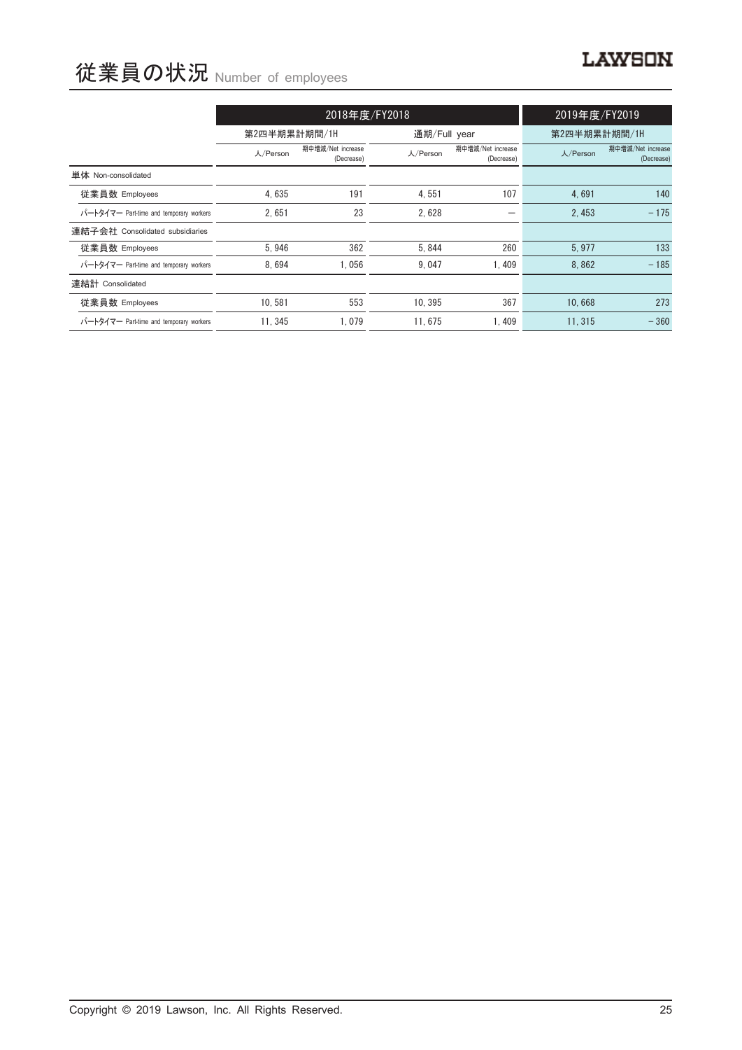# 従業員の状況 Number of employees

| | 2018年度/FY2018 | | | | 2019年度/FY2019 | |
|---|---|---|---|---|---|---|
| | 第2四半期累計期間/1H | | 通期/Full year | | 第2四半期累計期間/1H | |
| | 人/Person | 期中増減/Net increase (Decrease) | 人/Person | 期中増減/Net increase (Decrease) | 人/Person | 期中増減/Net increase (Decrease) |
| 単体 Non-consolidated | | | | | | |
| 従業員数 Employees | 4, 635 | 191 | 4, 551 | 107 | 4, 691 | 140 |
| パートタイマー Part-time and temporary workers | 2, 651 | 23 | 2, 628 | — | 2, 453 | −175 |
| 連結子会社 Consolidated subsidiaries | | | | | | |
| 従業員数 Employees | 5, 946 | 362 | 5, 844 | 260 | 5, 977 | 133 |
| パートタイマー Part-time and temporary workers | 8, 694 | 1, 056 | 9, 047 | 1, 409 | 8, 862 | −185 |
| 連結計 Consolidated | | | | | | |
| 従業員数 Employees | 10, 581 | 553 | 10, 395 | 367 | 10, 668 | 273 |
| パートタイマー Part-time and temporary workers | 11, 345 | 1, 079 | 11, 675 | 1, 409 | 11, 315 | −360 |

Copyright © 2019 Lawson, Inc. All Rights Reserved.